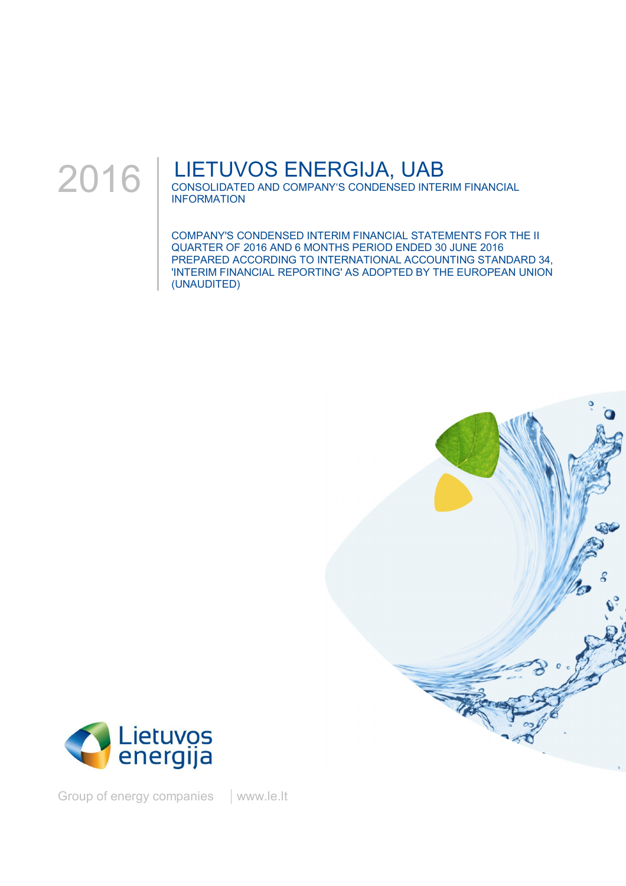2016

# LIETUVOS ENERGIJA, UAB

CONSOLIDATED AND COMPANY'S CONDENSED INTERIM FINANCIAL INFORMATION

COMPANY'S CONDENSED INTERIM FINANCIAL STATEMENTS FOR THE II QUARTER OF 2016 AND 6 MONTHS PERIOD ENDED 30 JUNE 2016 PREPARED ACCORDING TO INTERNATIONAL ACCOUNTING STANDARD 34, 'INTERIM FINANCIAL REPORTING' AS ADOPTED BY THE EUROPEAN UNION (UNAUDITED)

Lietuvos energija

Group of energy companies | www.le.lt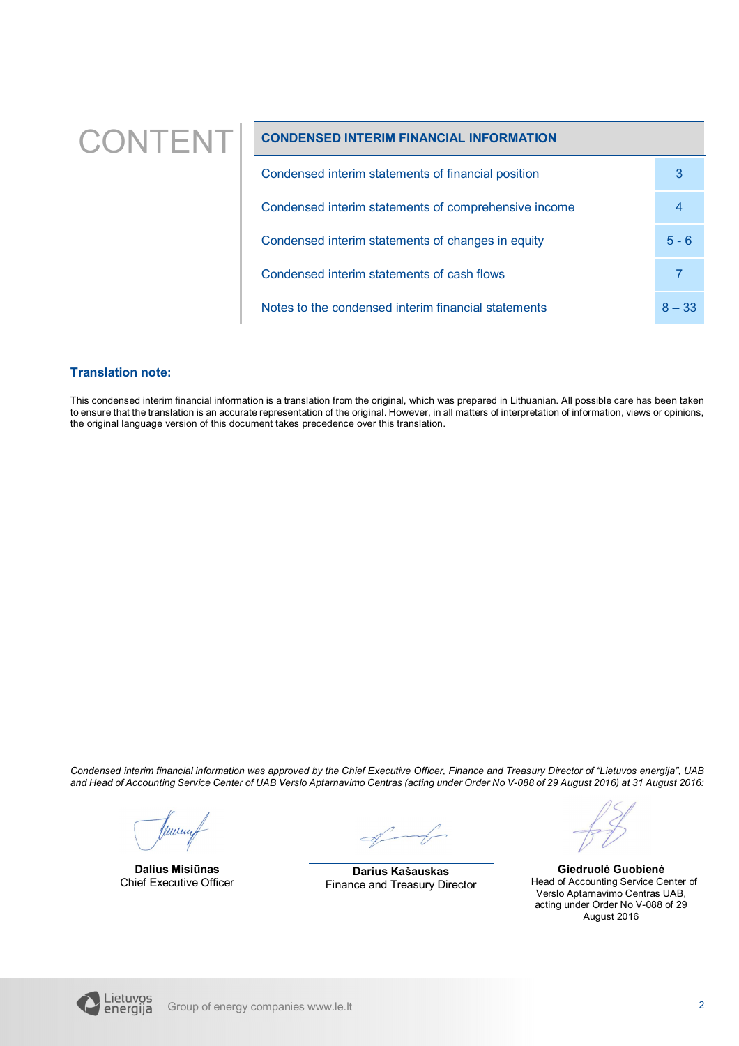# CONTENT

| CONDENSED INTERIM FINANCIAL INFORMATION | |
|---|---|
| Condensed interim statements of financial position | 3 |
| Condensed interim statements of comprehensive income | 4 |
| Condensed interim statements of changes in equity | 5 - 6 |
| Condensed interim statements of cash flows | 7 |
| Notes to the condensed interim financial statements | 8 – 33 |

### Translation note:

This condensed interim financial information is a translation from the original, which was prepared in Lithuanian. All possible care has been taken to ensure that the translation is an accurate representation of the original. However, in all matters of interpretation of information, views or opinions, the original language version of this document takes precedence over this translation.

*Condensed interim financial information was approved by the Chief Executive Officer, Finance and Treasury Director of "Lietuvos energija", UAB and Head of Accounting Service Center of UAB Verslo Aptarnavimo Centras (acting under Order No V-088 of 29 August 2016) at 31 August 2016:*

| | | |
|---|---|---|
| **Dalius Misiūnas**<br>Chief Executive Officer | **Darius Kašauskas**<br>Finance and Treasury Director | **Giedruolė Guobienė**<br>Head of Accounting Service Center of Verslo Aptarnavimo Centras UAB, acting under Order No V-088 of 29 August 2016 |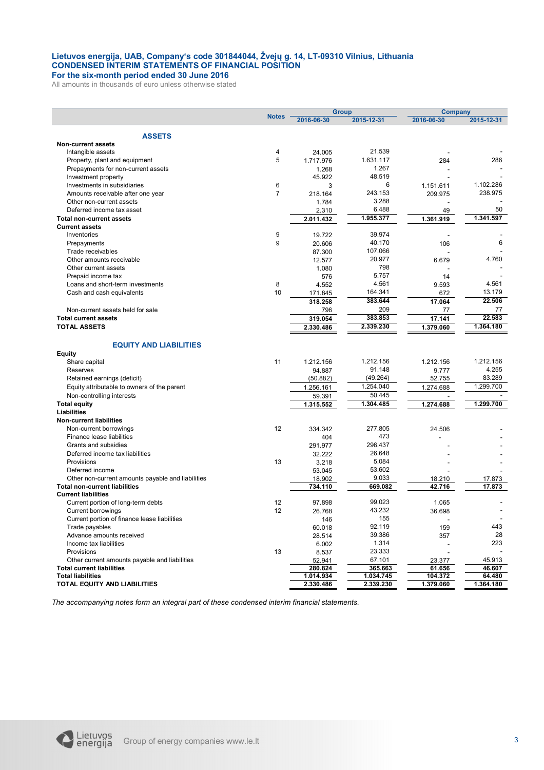**Lietuvos energija, UAB, Company's code 301844044, Žvejų g. 14, LT-09310 Vilnius, Lithuania**
**CONDENSED INTERIM STATEMENTS OF FINANCIAL POSITION**
**For the six-month period ended 30 June 2016**
All amounts in thousands of euro unless otherwise stated

| | Notes | Group | | Company | |
|---|---|---|---|---|---|
| | | 2016-06-30 | 2015-12-31 | 2016-06-30 | 2015-12-31 |
| **ASSETS** | | | | | |
| **Non-current assets** | | | | | |
| Intangible assets | 4 | 24.005 | 21.539 | - | - |
| Property, plant and equipment | 5 | 1.717.976 | 1.631.117 | 284 | 286 |
| Prepayments for non-current assets | | 1.268 | 1.267 | - | - |
| Investment property | | 45.922 | 48.519 | - | - |
| Investments in subsidiaries | 6 | 3 | 6 | 1.151.611 | 1.102.286 |
| Amounts receivable after one year | 7 | 218.164 | 243.153 | 209.975 | 238.975 |
| Other non-current assets | | 1.784 | 3.288 | - | - |
| Deferred income tax asset | | 2.310 | 6.488 | 49 | 50 |
| **Total non-current assets** | | **2.011.432** | **1.955.377** | **1.361.919** | **1.341.597** |
| **Current assets** | | | | | |
| Inventories | 9 | 19.722 | 39.974 | - | - |
| Prepayments | 9 | 20.606 | 40.170 | 106 | 6 |
| Trade receivables | | 87.300 | 107.066 | - | - |
| Other amounts receivable | | 12.577 | 20.977 | 6.679 | 4.760 |
| Other current assets | | 1.080 | 798 | - | - |
| Prepaid income tax | | 576 | 5.757 | 14 | - |
| Loans and short-term investments | 8 | 4.552 | 4.561 | 9.593 | 4.561 |
| Cash and cash equivalents | 10 | 171.845 | 164.341 | 672 | 13.179 |
| | | **318.258** | **383.644** | **17.064** | **22.506** |
| Non-current assets held for sale | | 796 | 209 | 77 | 77 |
| **Total current assets** | | **319.054** | **383.853** | **17.141** | **22.583** |
| **TOTAL ASSETS** | | **2.330.486** | **2.339.230** | **1.379.060** | **1.364.180** |
| **EQUITY AND LIABILITIES** | | | | | |
| **Equity** | | | | | |
| Share capital | 11 | 1.212.156 | 1.212.156 | 1.212.156 | 1.212.156 |
| Reserves | | 94.887 | 91.148 | 9.777 | 4.255 |
| Retained earnings (deficit) | | (50.882) | (49.264) | 52.755 | 83.289 |
| Equity attributable to owners of the parent | | 1.256.161 | 1.254.040 | 1.274.688 | 1.299.700 |
| Non-controlling interests | | 59.391 | 50.445 | - | - |
| **Total equity** | | **1.315.552** | **1.304.485** | **1.274.688** | **1.299.700** |
| **Liabilities** | | | | | |
| **Non-current liabilities** | | | | | |
| Non-current borrowings | 12 | 334.342 | 277.805 | 24.506 | - |
| Finance lease liabilities | | 404 | 473 | - | - |
| Grants and subsidies | | 291.977 | 296.437 | - | - |
| Deferred income tax liabilities | | 32.222 | 26.648 | - | - |
| Provisions | 13 | 3.218 | 5.084 | - | - |
| Deferred income | | 53.045 | 53.602 | - | - |
| Other non-current amounts payable and liabilities | | 18.902 | 9.033 | 18.210 | 17.873 |
| **Total non-current liabilities** | | **734.110** | **669.082** | **42.716** | **17.873** |
| **Current liabilities** | | | | | |
| Current portion of long-term debts | 12 | 97.898 | 99.023 | 1.065 | - |
| Current borrowings | 12 | 26.768 | 43.232 | 36.698 | - |
| Current portion of finance lease liabilities | | 146 | 155 | - | - |
| Trade payables | | 60.018 | 92.119 | 159 | 443 |
| Advance amounts received | | 28.514 | 39.386 | 357 | 28 |
| Income tax liabilities | | 6.002 | 1.314 | - | 223 |
| Provisions | 13 | 8.537 | 23.333 | - | - |
| Other current amounts payable and liabilities | | 52.941 | 67.101 | 23.377 | 45.913 |
| **Total current liabilities** | | **280.824** | **365.663** | **61.656** | **46.607** |
| **Total liabilities** | | **1.014.934** | **1.034.745** | **104.372** | **64.480** |
| **TOTAL EQUITY AND LIABILITIES** | | **2.330.486** | **2.339.230** | **1.379.060** | **1.364.180** |

*The accompanying notes form an integral part of these condensed interim financial statements.*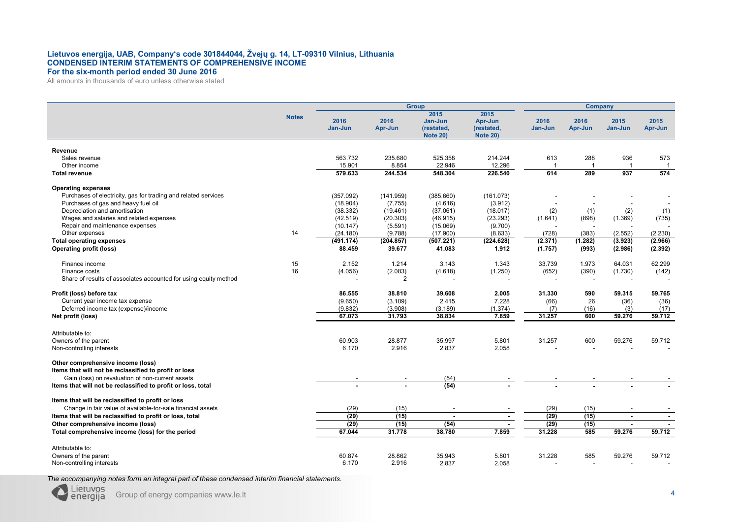**Lietuvos energija, UAB, Company's code 301844044, Žvejų g. 14, LT-09310 Vilnius, Lithuania**
**CONDENSED INTERIM STATEMENTS OF COMPREHENSIVE INCOME**
**For the six-month period ended 30 June 2016**
All amounts in thousands of euro unless otherwise stated

| | Notes | Group | | | | Company | | | |
|---|---|---|---|---|---|---|---|---|---|
| | | 2016 Jan-Jun | 2016 Apr-Jun | 2015 Jan-Jun (restated, Note 20) | 2015 Apr-Jun (restated, Note 20) | 2016 Jan-Jun | 2016 Apr-Jun | 2015 Jan-Jun | 2015 Apr-Jun |
| **Revenue** | | | | | | | | | |
| Sales revenue | | 563.732 | 235.680 | 525.358 | 214.244 | 613 | 288 | 936 | 573 |
| Other income | | 15.901 | 8.854 | 22.946 | 12.296 | 1 | 1 | 1 | 1 |
| **Total revenue** | | **579.633** | **244.534** | **548.304** | **226.540** | **614** | **289** | **937** | **574** |
| **Operating expenses** | | | | | | | | | |
| Purchases of electricity, gas for trading and related services | | (357.092) | (141.959) | (385.660) | (161.073) | - | - | - | - |
| Purchases of gas and heavy fuel oil | | (18.904) | (7.755) | (4.616) | (3.912) | - | - | - | - |
| Depreciation and amortisation | | (38.332) | (19.461) | (37.061) | (18.017) | (2) | (1) | (2) | (1) |
| Wages and salaries and related expenses | | (42.519) | (20.303) | (46.915) | (23.293) | (1.641) | (898) | (1.369) | (735) |
| Repair and maintenance expenses | | (10.147) | (5.591) | (15.069) | (9.700) | - | - | - | - |
| Other expenses | 14 | (24.180) | (9.788) | (17.900) | (8.633) | (728) | (383) | (2.552) | (2.230) |
| **Total operating expenses** | | **(491.174)** | **(204.857)** | **(507.221)** | **(224.628)** | **(2.371)** | **(1.282)** | **(3.923)** | **(2.966)** |
| **Operating profit (loss)** | | **88.459** | **39.677** | **41.083** | **1.912** | **(1.757)** | **(993)** | **(2.986)** | **(2.392)** |
| Finance income | 15 | 2.152 | 1.214 | 3.143 | 1.343 | 33.739 | 1.973 | 64.031 | 62.299 |
| Finance costs | 16 | (4.056) | (2.083) | (4.618) | (1.250) | (652) | (390) | (1.730) | (142) |
| Share of results of associates accounted for using equity method | | - | 2 | - | - | - | - | - | - |
| **Profit (loss) before tax** | | **86.555** | **38.810** | **39.608** | **2.005** | **31.330** | **590** | **59.315** | **59.765** |
| Current year income tax expense | | (9.650) | (3.109) | 2.415 | 7.228 | (66) | 26 | (36) | (36) |
| Deferred income tax (expense)/income | | (9.832) | (3.908) | (3.189) | (1.374) | (7) | (16) | (3) | (17) |
| **Net profit (loss)** | | **67.073** | **31.793** | **38.834** | **7.859** | **31.257** | **600** | **59.276** | **59.712** |
| Attributable to: | | | | | | | | | |
| Owners of the parent | | 60.903 | 28.877 | 35.997 | 5.801 | 31.257 | 600 | 59.276 | 59.712 |
| Non-controlling interests | | 6.170 | 2.916 | 2.837 | 2.058 | - | - | - | - |
| **Other comprehensive income (loss)** | | | | | | | | | |
| **Items that will not be reclassified to profit or loss** | | | | | | | | | |
| Gain (loss) on revaluation of non-current assets | | - | - | (54) | - | - | - | - | - |
| **Items that will not be reclassified to profit or loss, total** | | **-** | **-** | **(54)** | **-** | **-** | **-** | **-** | **-** |
| **Items that will be reclassified to profit or loss** | | | | | | | | | |
| Change in fair value of available-for-sale financial assets | | (29) | (15) | - | - | (29) | (15) | - | - |
| **Items that will be reclassified to profit or loss, total** | | **(29)** | **(15)** | **-** | **-** | **(29)** | **(15)** | **-** | **-** |
| **Other comprehensive income (loss)** | | **(29)** | **(15)** | **(54)** | **-** | **(29)** | **(15)** | **-** | **-** |
| **Total comprehensive income (loss) for the period** | | **67.044** | **31.778** | **38.780** | **7.859** | **31.228** | **585** | **59.276** | **59.712** |
| Attributable to: | | | | | | | | | |
| Owners of the parent | | 60.874 | 28.862 | 35.943 | 5.801 | 31.228 | 585 | 59.276 | 59.712 |
| Non-controlling interests | | 6.170 | 2.916 | 2.837 | 2.058 | - | - | - | - |

*The accompanying notes form an integral part of these condensed interim financial statements.*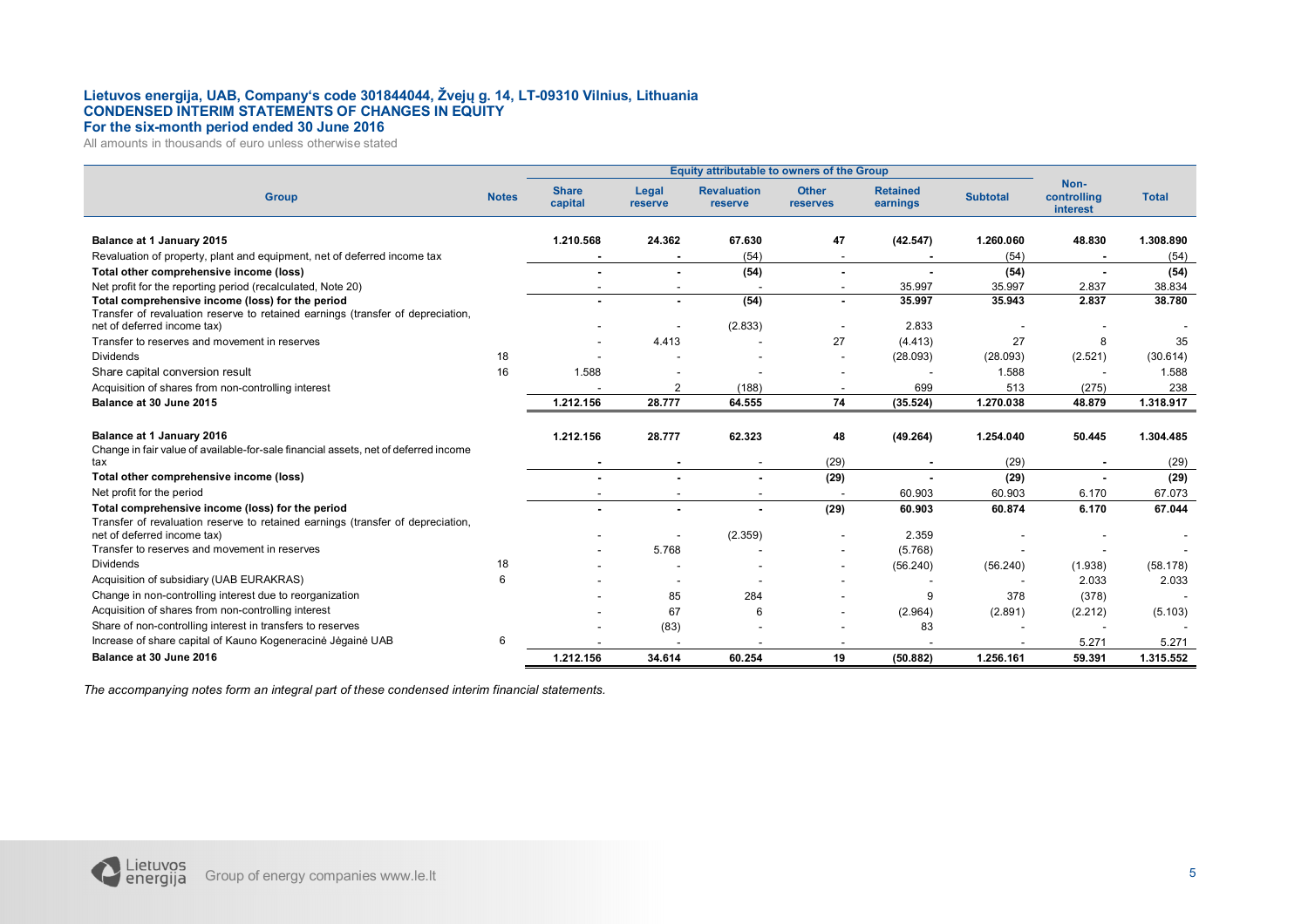**Lietuvos energija, UAB, Company's code 301844044, Žvejų g. 14, LT-09310 Vilnius, Lithuania**
**CONDENSED INTERIM STATEMENTS OF CHANGES IN EQUITY**
**For the six-month period ended 30 June 2016**

All amounts in thousands of euro unless otherwise stated

| Group | Notes | Equity attributable to owners of the Group | | | | | | Non-controlling interest | Total |
|---|---|---|---|---|---|---|---|---|---|
| | | Share capital | Legal reserve | Revaluation reserve | Other reserves | Retained earnings | Subtotal | | |
| **Balance at 1 January 2015** | | **1.210.568** | **24.362** | **67.630** | **47** | **(42.547)** | **1.260.060** | **48.830** | **1.308.890** |
| Revaluation of property, plant and equipment, net of deferred income tax | | - | - | (54) | - | - | (54) | - | (54) |
| **Total other comprehensive income (loss)** | | **-** | **-** | **(54)** | **-** | **-** | **(54)** | **-** | **(54)** |
| Net profit for the reporting period (recalculated, Note 20) | | - | - | - | - | 35.997 | 35.997 | 2.837 | 38.834 |
| **Total comprehensive income (loss) for the period** | | **-** | **-** | **(54)** | **-** | **35.997** | **35.943** | **2.837** | **38.780** |
| Transfer of revaluation reserve to retained earnings (transfer of depreciation, net of deferred income tax) | | - | - | (2.833) | - | 2.833 | - | - | - |
| Transfer to reserves and movement in reserves | | - | 4.413 | - | 27 | (4.413) | 27 | 8 | 35 |
| Dividends | 18 | - | - | - | - | (28.093) | (28.093) | (2.521) | (30.614) |
| Share capital conversion result | 16 | 1.588 | - | - | - | - | 1.588 | - | 1.588 |
| Acquisition of shares from non-controlling interest | | - | 2 | (188) | - | 699 | 513 | (275) | 238 |
| **Balance at 30 June 2015** | | **1.212.156** | **28.777** | **64.555** | **74** | **(35.524)** | **1.270.038** | **48.879** | **1.318.917** |
| | | | | | | | | | |
| **Balance at 1 January 2016** | | **1.212.156** | **28.777** | **62.323** | **48** | **(49.264)** | **1.254.040** | **50.445** | **1.304.485** |
| Change in fair value of available-for-sale financial assets, net of deferred income tax | | - | - | - | (29) | - | (29) | - | (29) |
| **Total other comprehensive income (loss)** | | **-** | **-** | **-** | **(29)** | **-** | **(29)** | **-** | **(29)** |
| Net profit for the period | | - | - | - | - | 60.903 | 60.903 | 6.170 | 67.073 |
| **Total comprehensive income (loss) for the period** | | **-** | **-** | **-** | **(29)** | **60.903** | **60.874** | **6.170** | **67.044** |
| Transfer of revaluation reserve to retained earnings (transfer of depreciation, net of deferred income tax) | | - | - | (2.359) | - | 2.359 | - | - | - |
| Transfer to reserves and movement in reserves | | - | 5.768 | - | - | (5.768) | - | - | - |
| Dividends | 18 | - | - | - | - | (56.240) | (56.240) | (1.938) | (58.178) |
| Acquisition of subsidiary (UAB EURAKRAS) | 6 | - | - | - | - | - | - | 2.033 | 2.033 |
| Change in non-controlling interest due to reorganization | | - | 85 | 284 | - | 9 | 378 | (378) | - |
| Acquisition of shares from non-controlling interest | | - | 67 | 6 | - | (2.964) | (2.891) | (2.212) | (5.103) |
| Share of non-controlling interest in transfers to reserves | | - | (83) | - | - | 83 | - | - | - |
| Increase of share capital of Kauno Kogeneracinė Jėgainė UAB | 6 | - | - | - | - | - | - | 5.271 | 5.271 |
| **Balance at 30 June 2016** | | **1.212.156** | **34.614** | **60.254** | **19** | **(50.882)** | **1.256.161** | **59.391** | **1.315.552** |

*The accompanying notes form an integral part of these condensed interim financial statements.*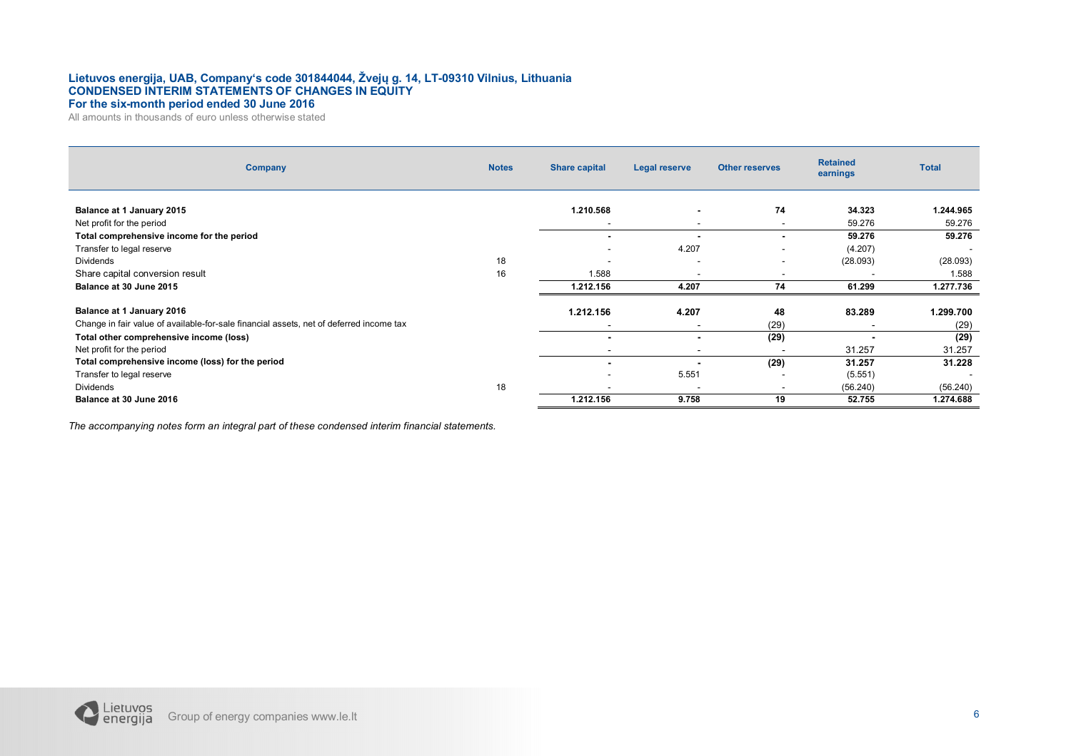**Lietuvos energija, UAB, Company's code 301844044, Žvejų g. 14, LT-09310 Vilnius, Lithuania**
**CONDENSED INTERIM STATEMENTS OF CHANGES IN EQUITY**
**For the six-month period ended 30 June 2016**

All amounts in thousands of euro unless otherwise stated

| Company | Notes | Share capital | Legal reserve | Other reserves | Retained earnings | Total |
|---|---|---|---|---|---|---|
| **Balance at 1 January 2015** | | **1.210.568** | **-** | **74** | **34.323** | **1.244.965** |
| Net profit for the period | | - | - | - | 59.276 | 59.276 |
| **Total comprehensive income for the period** | | **-** | **-** | **-** | **59.276** | **59.276** |
| Transfer to legal reserve | | - | 4.207 | - | (4.207) | - |
| Dividends | 18 | - | - | - | (28.093) | (28.093) |
| Share capital conversion result | 16 | 1.588 | - | - | - | 1.588 |
| **Balance at 30 June 2015** | | **1.212.156** | **4.207** | **74** | **61.299** | **1.277.736** |
| | | | | | | |
| **Balance at 1 January 2016** | | **1.212.156** | **4.207** | **48** | **83.289** | **1.299.700** |
| Change in fair value of available-for-sale financial assets, net of deferred income tax | | - | - | (29) | - | (29) |
| **Total other comprehensive income (loss)** | | **-** | **-** | **(29)** | **-** | **(29)** |
| Net profit for the period | | - | - | - | 31.257 | 31.257 |
| **Total comprehensive income (loss) for the period** | | **-** | **-** | **(29)** | **31.257** | **31.228** |
| Transfer to legal reserve | | - | 5.551 | - | (5.551) | - |
| Dividends | 18 | - | - | - | (56.240) | (56.240) |
| **Balance at 30 June 2016** | | **1.212.156** | **9.758** | **19** | **52.755** | **1.274.688** |

*The accompanying notes form an integral part of these condensed interim financial statements.*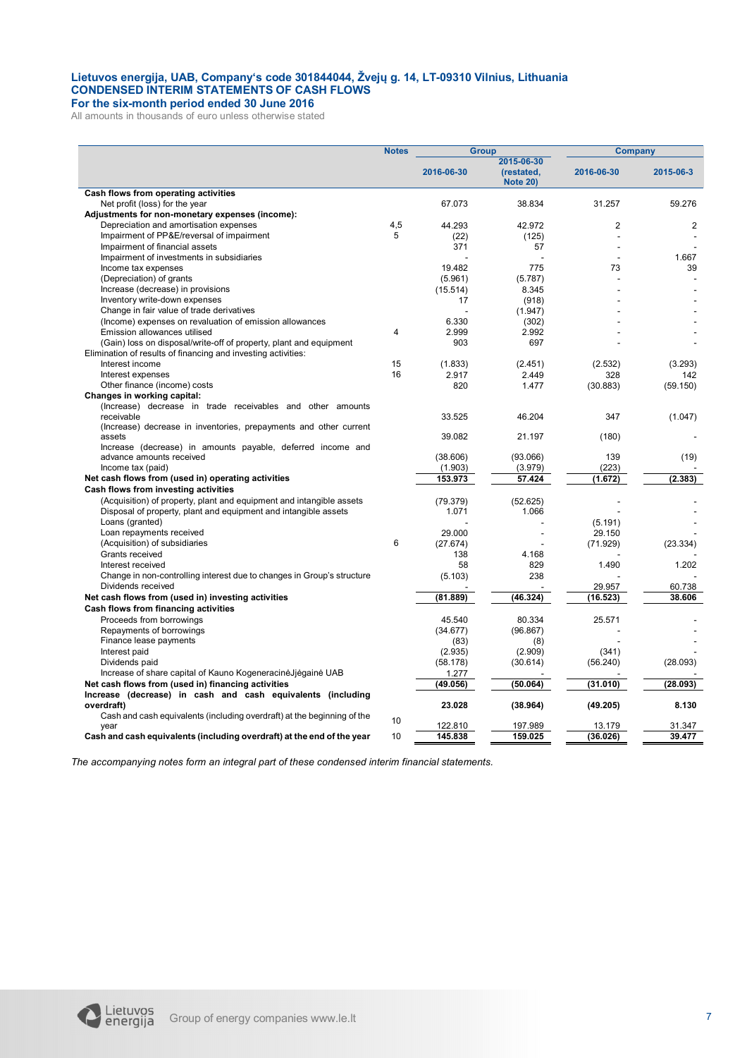**Lietuvos energija, UAB, Company's code 301844044, Žvejų g. 14, LT-09310 Vilnius, Lithuania**
**CONDENSED INTERIM STATEMENTS OF CASH FLOWS**
**For the six-month period ended 30 June 2016**
All amounts in thousands of euro unless otherwise stated

| | Notes | Group | | Company | |
|---|---|---|---|---|---|
| | | 2016-06-30 | 2015-06-30 (restated, Note 20) | 2016-06-30 | 2015-06-3 |
| **Cash flows from operating activities** | | | | | |
| Net profit (loss) for the year | | 67.073 | 38.834 | 31.257 | 59.276 |
| **Adjustments for non-monetary expenses (income):** | | | | | |
| Depreciation and amortisation expenses | 4,5 | 44.293 | 42.972 | 2 | 2 |
| Impairment of PP&E/reversal of impairment | 5 | (22) | (125) | - | - |
| Impairment of financial assets | | 371 | 57 | - | - |
| Impairment of investments in subsidiaries | | - | - | - | 1.667 |
| Income tax expenses | | 19.482 | 775 | 73 | 39 |
| (Depreciation) of grants | | (5.961) | (5.787) | - | - |
| Increase (decrease) in provisions | | (15.514) | 8.345 | - | - |
| Inventory write-down expenses | | 17 | (918) | - | - |
| Change in fair value of trade derivatives | | - | (1.947) | - | - |
| (Income) expenses on revaluation of emission allowances | | 6.330 | (302) | - | - |
| Emission allowances utilised | 4 | 2.999 | 2.992 | - | - |
| (Gain) loss on disposal/write-off of property, plant and equipment | | 903 | 697 | - | - |
| Elimination of results of financing and investing activities: | | | | | |
| Interest income | 15 | (1.833) | (2.451) | (2.532) | (3.293) |
| Interest expenses | 16 | 2.917 | 2.449 | 328 | 142 |
| Other finance (income) costs | | 820 | 1.477 | (30.883) | (59.150) |
| **Changes in working capital:** | | | | | |
| (Increase) decrease in trade receivables and other amounts receivable | | 33.525 | 46.204 | 347 | (1.047) |
| (Increase) decrease in inventories, prepayments and other current assets | | 39.082 | 21.197 | (180) | - |
| Increase (decrease) in amounts payable, deferred income and advance amounts received | | (38.606) | (93.066) | 139 | (19) |
| Income tax (paid) | | (1.903) | (3.979) | (223) | - |
| **Net cash flows from (used in) operating activities** | | **153.973** | **57.424** | **(1.672)** | **(2.383)** |
| **Cash flows from investing activities** | | | | | |
| (Acquisition) of property, plant and equipment and intangible assets | | (79.379) | (52.625) | - | - |
| Disposal of property, plant and equipment and intangible assets | | 1.071 | 1.066 | - | - |
| Loans (granted) | | - | - | (5.191) | - |
| Loan repayments received | | 29.000 | - | 29.150 | - |
| (Acquisition) of subsidiaries | 6 | (27.674) | - | (71.929) | (23.334) |
| Grants received | | 138 | 4.168 | - | - |
| Interest received | | 58 | 829 | 1.490 | 1.202 |
| Change in non-controlling interest due to changes in Group's structure | | (5.103) | 238 | - | - |
| Dividends received | | - | - | 29.957 | 60.738 |
| **Net cash flows from (used in) investing activities** | | **(81.889)** | **(46.324)** | **(16.523)** | **38.606** |
| **Cash flows from financing activities** | | | | | |
| Proceeds from borrowings | | 45.540 | 80.334 | 25.571 | - |
| Repayments of borrowings | | (34.677) | (96.867) | - | - |
| Finance lease payments | | (83) | (8) | - | - |
| Interest paid | | (2.935) | (2.909) | (341) | - |
| Dividends paid | | (58.178) | (30.614) | (56.240) | (28.093) |
| Increase of share capital of Kauno KogeneracinėJėgainė UAB | | 1.277 | - | - | - |
| **Net cash flows from (used in) financing activities** | | **(49.056)** | **(50.064)** | **(31.010)** | **(28.093)** |
| **Increase (decrease) in cash and cash equivalents (including overdraft)** | | **23.028** | **(38.964)** | **(49.205)** | **8.130** |
| Cash and cash equivalents (including overdraft) at the beginning of the year | 10 | 122.810 | 197.989 | 13.179 | 31.347 |
| **Cash and cash equivalents (including overdraft) at the end of the year** | 10 | **145.838** | **159.025** | **(36.026)** | **39.477** |

*The accompanying notes form an integral part of these condensed interim financial statements.*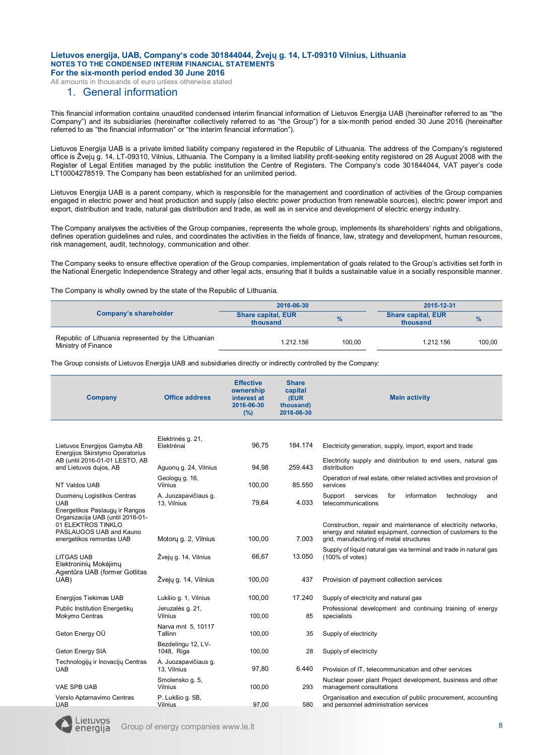## 1. General information

This financial information contains unaudited condensed interim financial information of Lietuvos Energija UAB (hereinafter referred to as "the Company") and its subsidiaries (hereinafter collectively referred to as "the Group") for a six-month period ended 30 June 2016 (hereinafter referred to as "the financial information" or "the interim financial information").

Lietuvos Energija UAB is a private limited liability company registered in the Republic of Lithuania. The address of the Company's registered office is Žvejų g. 14, LT-09310, Vilnius, Lithuania. The Company is a limited liability profit-seeking entity registered on 28 August 2008 with the Register of Legal Entities managed by the public institution the Centre of Registers. The Company's code 301844044, VAT payer's code LT100004278519. The Company has been established for an unlimited period.

Lietuvos Energija UAB is a parent company, which is responsible for the management and coordination of activities of the Group companies engaged in electric power and heat production and supply (also electric power production from renewable sources), electric power import and export, distribution and trade, natural gas distribution and trade, as well as in service and development of electric energy industry.

The Company analyses the activities of the Group companies, represents the whole group, implements its shareholders' rights and obligations, defines operation guidelines and rules, and coordinates the activities in the fields of finance, law, strategy and development, human resources, risk management, audit, technology, communication and other.

The Company seeks to ensure effective operation of the Group companies, implementation of goals related to the Group's activities set forth in the National Energetic Independence Strategy and other legal acts, ensuring that it builds a sustainable value in a socially responsible manner.

The Company is wholly owned by the state of the Republic of Lithuania.

| Company's shareholder | 2016-06-30 | | 2015-12-31 | |
|---|---|---|---|---|
| | Share capital, EUR thousand | % | Share capital, EUR thousand | % |
| Republic of Lithuania represented by the Lithuanian Ministry of Finance | 1.212.156 | 100,00 | 1.212.156 | 100,00 |

The Group consists of Lietuvos Energija UAB and subsidiaries directly or indirectly controlled by the Company:

| Company | Office address | Effective ownership interest at 2016-06-30 (%) | Share capital (EUR thousand) 2016-06-30 | Main activity |
|---|---|---|---|---|
| Lietuvos Energijos Gamyba AB | Elektrinės g. 21, Elektrėnai | 96,75 | 184.174 | Electricity generation, supply, import, export and trade |
| Energijos Skirstymo Operatorius AB (until 2016-01-01 LESTO, AB and Lietuvos dujos, AB | Aguonų g. 24, Vilnius | 94,98 | 259.443 | Electricity supply and distribution to end users, natural gas distribution |
| NT Valdos UAB | Geologų g. 16, Vilnius | 100,00 | 85.550 | Operation of real estate, other related activities and provision of services |
| Duomenų Logistikos Centras UAB | A. Juozapavičiaus g. 13, Vilnius | 79,64 | 4.033 | Support services for information technology and telecommunications |
| Energetikos Paslaugų ir Rangos Organizacija UAB (until 2016-01-01 ELEKTROS TINKLO PASLAUGOS UAB and Kauno energetikos remontas UAB | Motorų g. 2, Vilnius | 100,00 | 7.003 | Construction, repair and maintenance of electricity networks, energy and related equipment, connection of customers to the grid, manufacturing of metal structures |
| LITGAS UAB | Žvejų g. 14, Vilnius | 66,67 | 13.050 | Supply of liquid natural gas via terminal and trade in natural gas (100% of votes) |
| Elektroninių Mokėjimų Agentūra UAB (former Gotlitas UAB) | Žvejų g. 14, Vilnius | 100,00 | 437 | Provision of payment collection services |
| Energijos Tiekimas UAB | Lukšio g. 1, Vilnius | 100,00 | 17.240 | Supply of electricity and natural gas |
| Public Institution Energetikų Mokymo Centras | Jeruzalės g. 21, Vilnius | 100,00 | 85 | Professional development and continuing training of energy specialists |
| Geton Energy OÜ | Narva mnt 5, 10117 Tallinn | 100,00 | 35 | Supply of electricity |
| Geton Energy SIA | Bezdelingu 12, LV-1048, Riga | 100,00 | 28 | Supply of electricity |
| Technologijų ir Inovacijų Centras UAB | A. Juozapavičiaus g. 13, Vilnius | 97,80 | 6.440 | Provision of IT, telecommunication and other services |
| VAE SPB UAB | Smolensko g. 5, Vilnius | 100,00 | 293 | Nuclear power plant Project development, business and other management consultations |
| Verslo Aptarnavimo Centras UAB | P. Lukšio g. 5B, Vilnius | 97,00 | 580 | Organisation and execution of public procurement, accounting and personnel administration services |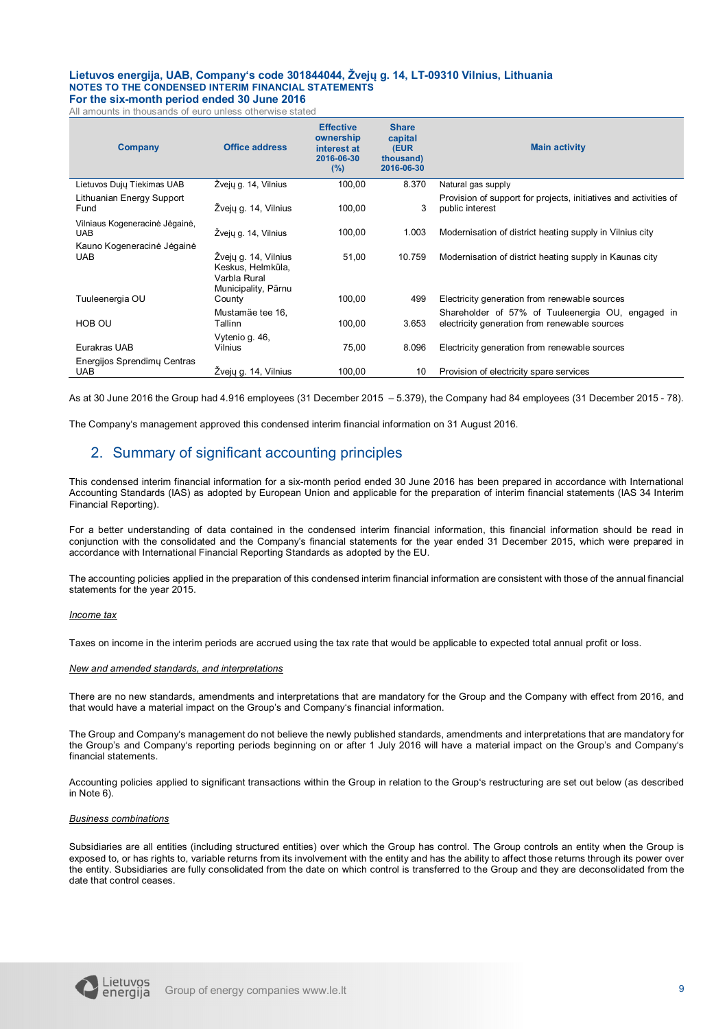| Company | Office address | Effective ownership interest at 2016-06-30 (%) | Share capital (EUR thousand) 2016-06-30 | Main activity |
|---|---|---|---|---|
| Lietuvos Dujų Tiekimas UAB | Žvejų g. 14, Vilnius | 100,00 | 8.370 | Natural gas supply |
| Lithuanian Energy Support Fund | Žvejų g. 14, Vilnius | 100,00 | 3 | Provision of support for projects, initiatives and activities of public interest |
| Vilniaus Kogeneracinė Jėgainė, UAB | Žvejų g. 14, Vilnius | 100,00 | 1.003 | Modernisation of district heating supply in Vilnius city |
| Kauno Kogeneracinė Jėgainė UAB | Žvejų g. 14, Vilnius | 51,00 | 10.759 | Modernisation of district heating supply in Kaunas city |
| Tuuleenergia OU | Keskus, Helmküla, Varbla Rural Municipality, Pärnu County | 100,00 | 499 | Electricity generation from renewable sources |
| HOB OU | Mustamäe tee 16, Tallinn | 100,00 | 3.653 | Shareholder of 57% of Tuuleenergia OU, engaged in electricity generation from renewable sources |
| Eurakras UAB | Vytenio g. 46, Vilnius | 75,00 | 8.096 | Electricity generation from renewable sources |
| Energijos Sprendimų Centras UAB | Žvejų g. 14, Vilnius | 100,00 | 10 | Provision of electricity spare services |

As at 30 June 2016 the Group had 4.916 employees (31 December 2015 – 5.379), the Company had 84 employees (31 December 2015 - 78).

The Company's management approved this condensed interim financial information on 31 August 2016.

## 2. Summary of significant accounting principles

This condensed interim financial information for a six-month period ended 30 June 2016 has been prepared in accordance with International Accounting Standards (IAS) as adopted by European Union and applicable for the preparation of interim financial statements (IAS 34 Interim Financial Reporting).

For a better understanding of data contained in the condensed interim financial information, this financial information should be read in conjunction with the consolidated and the Company's financial statements for the year ended 31 December 2015, which were prepared in accordance with International Financial Reporting Standards as adopted by the EU.

The accounting policies applied in the preparation of this condensed interim financial information are consistent with those of the annual financial statements for the year 2015.

*Income tax*

Taxes on income in the interim periods are accrued using the tax rate that would be applicable to expected total annual profit or loss.

*New and amended standards, and interpretations*

There are no new standards, amendments and interpretations that are mandatory for the Group and the Company with effect from 2016, and that would have a material impact on the Group's and Company's financial information.

The Group and Company's management do not believe the newly published standards, amendments and interpretations that are mandatory for the Group's and Company's reporting periods beginning on or after 1 July 2016 will have a material impact on the Group's and Company's financial statements.

Accounting policies applied to significant transactions within the Group in relation to the Group's restructuring are set out below (as described in Note 6).

*Business combinations*

Subsidiaries are all entities (including structured entities) over which the Group has control. The Group controls an entity when the Group is exposed to, or has rights to, variable returns from its involvement with the entity and has the ability to affect those returns through its power over the entity. Subsidiaries are fully consolidated from the date on which control is transferred to the Group and they are deconsolidated from the date that control ceases.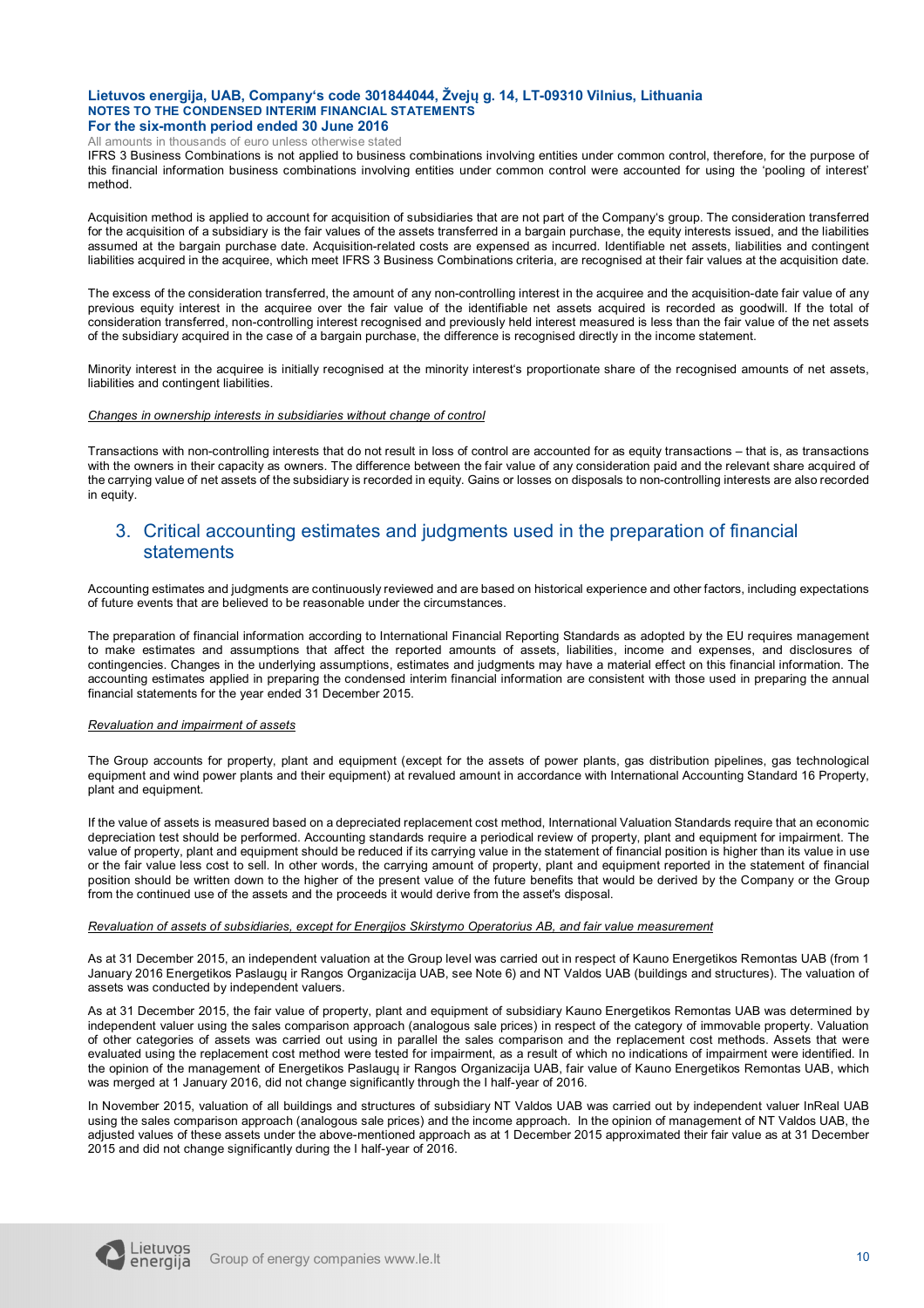IFRS 3 Business Combinations is not applied to business combinations involving entities under common control, therefore, for the purpose of this financial information business combinations involving entities under common control were accounted for using the 'pooling of interest' method.

Acquisition method is applied to account for acquisition of subsidiaries that are not part of the Company's group. The consideration transferred for the acquisition of a subsidiary is the fair values of the assets transferred in a bargain purchase, the equity interests issued, and the liabilities assumed at the bargain purchase date. Acquisition-related costs are expensed as incurred. Identifiable net assets, liabilities and contingent liabilities acquired in the acquiree, which meet IFRS 3 Business Combinations criteria, are recognised at their fair values at the acquisition date.

The excess of the consideration transferred, the amount of any non-controlling interest in the acquiree and the acquisition-date fair value of any previous equity interest in the acquiree over the fair value of the identifiable net assets acquired is recorded as goodwill. If the total of consideration transferred, non-controlling interest recognised and previously held interest measured is less than the fair value of the net assets of the subsidiary acquired in the case of a bargain purchase, the difference is recognised directly in the income statement.

Minority interest in the acquiree is initially recognised at the minority interest's proportionate share of the recognised amounts of net assets, liabilities and contingent liabilities.

*Changes in ownership interests in subsidiaries without change of control*

Transactions with non-controlling interests that do not result in loss of control are accounted for as equity transactions – that is, as transactions with the owners in their capacity as owners. The difference between the fair value of any consideration paid and the relevant share acquired of the carrying value of net assets of the subsidiary is recorded in equity. Gains or losses on disposals to non-controlling interests are also recorded in equity.

## 3. Critical accounting estimates and judgments used in the preparation of financial statements

Accounting estimates and judgments are continuously reviewed and are based on historical experience and other factors, including expectations of future events that are believed to be reasonable under the circumstances.

The preparation of financial information according to International Financial Reporting Standards as adopted by the EU requires management to make estimates and assumptions that affect the reported amounts of assets, liabilities, income and expenses, and disclosures of contingencies. Changes in the underlying assumptions, estimates and judgments may have a material effect on this financial information. The accounting estimates applied in preparing the condensed interim financial information are consistent with those used in preparing the annual financial statements for the year ended 31 December 2015.

*Revaluation and impairment of assets*

The Group accounts for property, plant and equipment (except for the assets of power plants, gas distribution pipelines, gas technological equipment and wind power plants and their equipment) at revalued amount in accordance with International Accounting Standard 16 Property, plant and equipment.

If the value of assets is measured based on a depreciated replacement cost method, International Valuation Standards require that an economic depreciation test should be performed. Accounting standards require a periodical review of property, plant and equipment for impairment. The value of property, plant and equipment should be reduced if its carrying value in the statement of financial position is higher than its value in use or the fair value less cost to sell. In other words, the carrying amount of property, plant and equipment reported in the statement of financial position should be written down to the higher of the present value of the future benefits that would be derived by the Company or the Group from the continued use of the assets and the proceeds it would derive from the asset's disposal.

*Revaluation of assets of subsidiaries, except for Energijos Skirstymo Operatorius AB, and fair value measurement*

As at 31 December 2015, an independent valuation at the Group level was carried out in respect of Kauno Energetikos Remontas UAB (from 1 January 2016 Energetikos Paslaugų ir Rangos Organizacija UAB, see Note 6) and NT Valdos UAB (buildings and structures). The valuation of assets was conducted by independent valuers.

As at 31 December 2015, the fair value of property, plant and equipment of subsidiary Kauno Energetikos Remontas UAB was determined by independent valuer using the sales comparison approach (analogous sale prices) in respect of the category of immovable property. Valuation of other categories of assets was carried out using in parallel the sales comparison and the replacement cost methods. Assets that were evaluated using the replacement cost method were tested for impairment, as a result of which no indications of impairment were identified. In the opinion of the management of Energetikos Paslaugų ir Rangos Organizacija UAB, fair value of Kauno Energetikos Remontas UAB, which was merged at 1 January 2016, did not change significantly through the I half-year of 2016.

In November 2015, valuation of all buildings and structures of subsidiary NT Valdos UAB was carried out by independent valuer InReal UAB using the sales comparison approach (analogous sale prices) and the income approach. In the opinion of management of NT Valdos UAB, the adjusted values of these assets under the above-mentioned approach as at 1 December 2015 approximated their fair value as at 31 December 2015 and did not change significantly during the I half-year of 2016.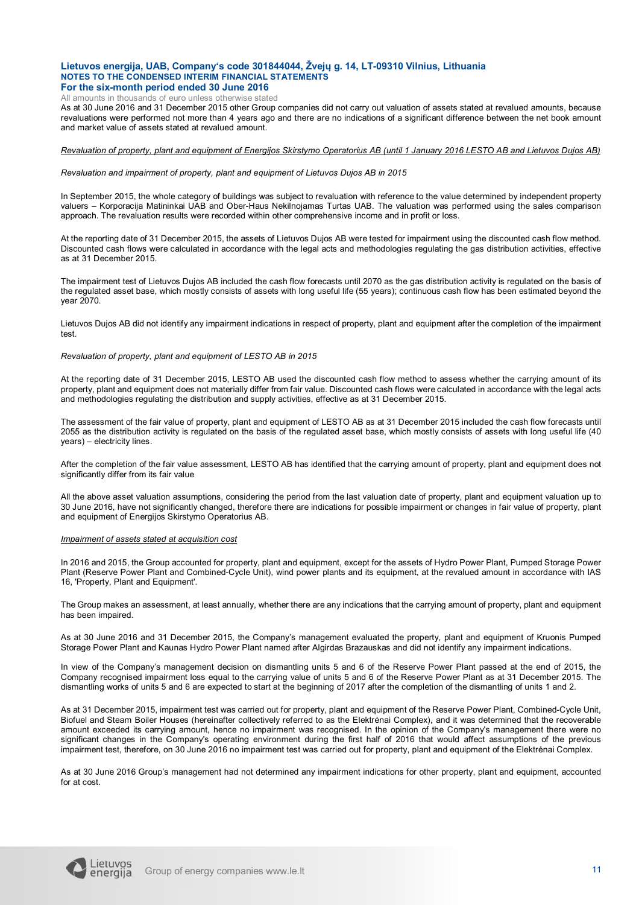As at 30 June 2016 and 31 December 2015 other Group companies did not carry out valuation of assets stated at revalued amounts, because revaluations were performed not more than 4 years ago and there are no indications of a significant difference between the net book amount and market value of assets stated at revalued amount.

*Revaluation of property, plant and equipment of Energijos Skirstymo Operatorius AB (until 1 January 2016 LESTO AB and Lietuvos Dujos AB)*

*Revaluation and impairment of property, plant and equipment of Lietuvos Dujos AB in 2015*

In September 2015, the whole category of buildings was subject to revaluation with reference to the value determined by independent property valuers – Korporacija Matininkai UAB and Ober-Haus Nekilnojamas Turtas UAB. The valuation was performed using the sales comparison approach. The revaluation results were recorded within other comprehensive income and in profit or loss.

At the reporting date of 31 December 2015, the assets of Lietuvos Dujos AB were tested for impairment using the discounted cash flow method. Discounted cash flows were calculated in accordance with the legal acts and methodologies regulating the gas distribution activities, effective as at 31 December 2015.

The impairment test of Lietuvos Dujos AB included the cash flow forecasts until 2070 as the gas distribution activity is regulated on the basis of the regulated asset base, which mostly consists of assets with long useful life (55 years); continuous cash flow has been estimated beyond the year 2070.

Lietuvos Dujos AB did not identify any impairment indications in respect of property, plant and equipment after the completion of the impairment test.

*Revaluation of property, plant and equipment of LESTO AB in 2015*

At the reporting date of 31 December 2015, LESTO AB used the discounted cash flow method to assess whether the carrying amount of its property, plant and equipment does not materially differ from fair value. Discounted cash flows were calculated in accordance with the legal acts and methodologies regulating the distribution and supply activities, effective as at 31 December 2015.

The assessment of the fair value of property, plant and equipment of LESTO AB as at 31 December 2015 included the cash flow forecasts until 2055 as the distribution activity is regulated on the basis of the regulated asset base, which mostly consists of assets with long useful life (40 years) – electricity lines.

After the completion of the fair value assessment, LESTO AB has identified that the carrying amount of property, plant and equipment does not significantly differ from its fair value

All the above asset valuation assumptions, considering the period from the last valuation date of property, plant and equipment valuation up to 30 June 2016, have not significantly changed, therefore there are indications for possible impairment or changes in fair value of property, plant and equipment of Energijos Skirstymo Operatorius AB.

*Impairment of assets stated at acquisition cost*

In 2016 and 2015, the Group accounted for property, plant and equipment, except for the assets of Hydro Power Plant, Pumped Storage Power Plant (Reserve Power Plant and Combined-Cycle Unit), wind power plants and its equipment, at the revalued amount in accordance with IAS 16, 'Property, Plant and Equipment'.

The Group makes an assessment, at least annually, whether there are any indications that the carrying amount of property, plant and equipment has been impaired.

As at 30 June 2016 and 31 December 2015, the Company's management evaluated the property, plant and equipment of Kruonis Pumped Storage Power Plant and Kaunas Hydro Power Plant named after Algirdas Brazauskas and did not identify any impairment indications.

In view of the Company's management decision on dismantling units 5 and 6 of the Reserve Power Plant passed at the end of 2015, the Company recognised impairment loss equal to the carrying value of units 5 and 6 of the Reserve Power Plant as at 31 December 2015. The dismantling works of units 5 and 6 are expected to start at the beginning of 2017 after the completion of the dismantling of units 1 and 2.

As at 31 December 2015, impairment test was carried out for property, plant and equipment of the Reserve Power Plant, Combined-Cycle Unit, Biofuel and Steam Boiler Houses (hereinafter collectively referred to as the Elektrėnai Complex), and it was determined that the recoverable amount exceeded its carrying amount, hence no impairment was recognised. In the opinion of the Company's management there were no significant changes in the Company's operating environment during the first half of 2016 that would affect assumptions of the previous impairment test, therefore, on 30 June 2016 no impairment test was carried out for property, plant and equipment of the Elektrėnai Complex.

As at 30 June 2016 Group's management had not determined any impairment indications for other property, plant and equipment, accounted for at cost.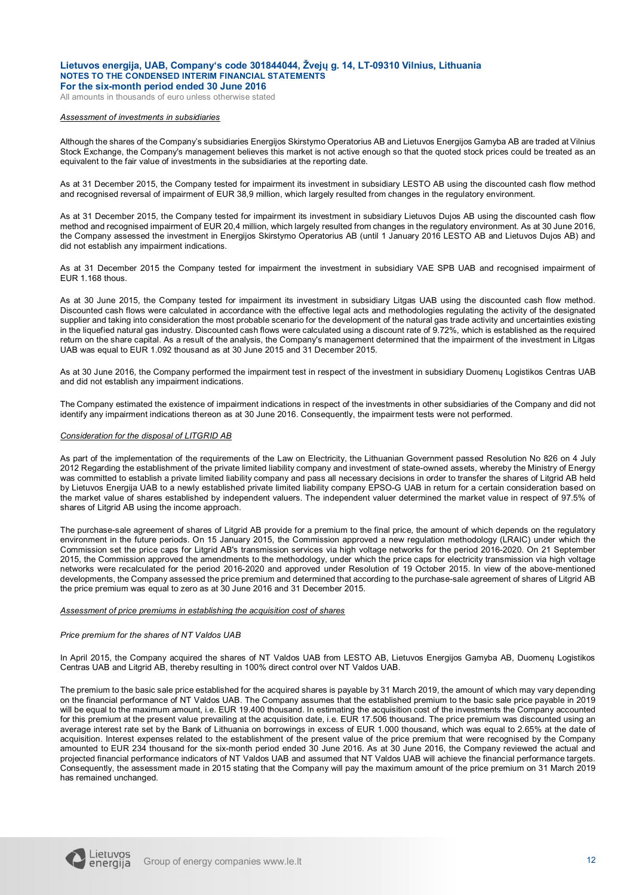*Assessment of investments in subsidiaries*

Although the shares of the Company's subsidiaries Energijos Skirstymo Operatorius AB and Lietuvos Energijos Gamyba AB are traded at Vilnius Stock Exchange, the Company's management believes this market is not active enough so that the quoted stock prices could be treated as an equivalent to the fair value of investments in the subsidiaries at the reporting date.

As at 31 December 2015, the Company tested for impairment its investment in subsidiary LESTO AB using the discounted cash flow method and recognised reversal of impairment of EUR 38,9 million, which largely resulted from changes in the regulatory environment.

As at 31 December 2015, the Company tested for impairment its investment in subsidiary Lietuvos Dujos AB using the discounted cash flow method and recognised impairment of EUR 20,4 million, which largely resulted from changes in the regulatory environment. As at 30 June 2016, the Company assessed the investment in Energijos Skirstymo Operatorius AB (until 1 January 2016 LESTO AB and Lietuvos Dujos AB) and did not establish any impairment indications.

As at 31 December 2015 the Company tested for impairment the investment in subsidiary VAE SPB UAB and recognised impairment of EUR 1.168 thous.

As at 30 June 2015, the Company tested for impairment its investment in subsidiary Litgas UAB using the discounted cash flow method. Discounted cash flows were calculated in accordance with the effective legal acts and methodologies regulating the activity of the designated supplier and taking into consideration the most probable scenario for the development of the natural gas trade activity and uncertainties existing in the liquefied natural gas industry. Discounted cash flows were calculated using a discount rate of 9.72%, which is established as the required return on the share capital. As a result of the analysis, the Company's management determined that the impairment of the investment in Litgas UAB was equal to EUR 1.092 thousand as at 30 June 2015 and 31 December 2015.

As at 30 June 2016, the Company performed the impairment test in respect of the investment in subsidiary Duomenų Logistikos Centras UAB and did not establish any impairment indications.

The Company estimated the existence of impairment indications in respect of the investments in other subsidiaries of the Company and did not identify any impairment indications thereon as at 30 June 2016. Consequently, the impairment tests were not performed.

*Consideration for the disposal of LITGRID AB*

As part of the implementation of the requirements of the Law on Electricity, the Lithuanian Government passed Resolution No 826 on 4 July 2012 Regarding the establishment of the private limited liability company and investment of state-owned assets, whereby the Ministry of Energy was committed to establish a private limited liability company and pass all necessary decisions in order to transfer the shares of Litgrid AB held by Lietuvos Energija UAB to a newly established private limited liability company EPSO-G UAB in return for a certain consideration based on the market value of shares established by independent valuers. The independent valuer determined the market value in respect of 97.5% of shares of Litgrid AB using the income approach.

The purchase-sale agreement of shares of Litgrid AB provide for a premium to the final price, the amount of which depends on the regulatory environment in the future periods. On 15 January 2015, the Commission approved a new regulation methodology (LRAIC) under which the Commission set the price caps for Litgrid AB's transmission services via high voltage networks for the period 2016-2020. On 21 September 2015, the Commission approved the amendments to the methodology, under which the price caps for electricity transmission via high voltage networks were recalculated for the period 2016-2020 and approved under Resolution of 19 October 2015. In view of the above-mentioned developments, the Company assessed the price premium and determined that according to the purchase-sale agreement of shares of Litgrid AB the price premium was equal to zero as at 30 June 2016 and 31 December 2015.

*Assessment of price premiums in establishing the acquisition cost of shares*

*Price premium for the shares of NT Valdos UAB*

In April 2015, the Company acquired the shares of NT Valdos UAB from LESTO AB, Lietuvos Energijos Gamyba AB, Duomenų Logistikos Centras UAB and Litgrid AB, thereby resulting in 100% direct control over NT Valdos UAB.

The premium to the basic sale price established for the acquired shares is payable by 31 March 2019, the amount of which may vary depending on the financial performance of NT Valdos UAB. The Company assumes that the established premium to the basic sale price payable in 2019 will be equal to the maximum amount, i.e. EUR 19.400 thousand. In estimating the acquisition cost of the investments the Company accounted for this premium at the present value prevailing at the acquisition date, i.e. EUR 17.506 thousand. The price premium was discounted using an average interest rate set by the Bank of Lithuania on borrowings in excess of EUR 1.000 thousand, which was equal to 2.65% at the date of acquisition. Interest expenses related to the establishment of the present value of the price premium that were recognised by the Company amounted to EUR 234 thousand for the six-month period ended 30 June 2016. As at 30 June 2016, the Company reviewed the actual and projected financial performance indicators of NT Valdos UAB and assumed that NT Valdos UAB will achieve the financial performance targets. Consequently, the assessment made in 2015 stating that the Company will pay the maximum amount of the price premium on 31 March 2019 has remained unchanged.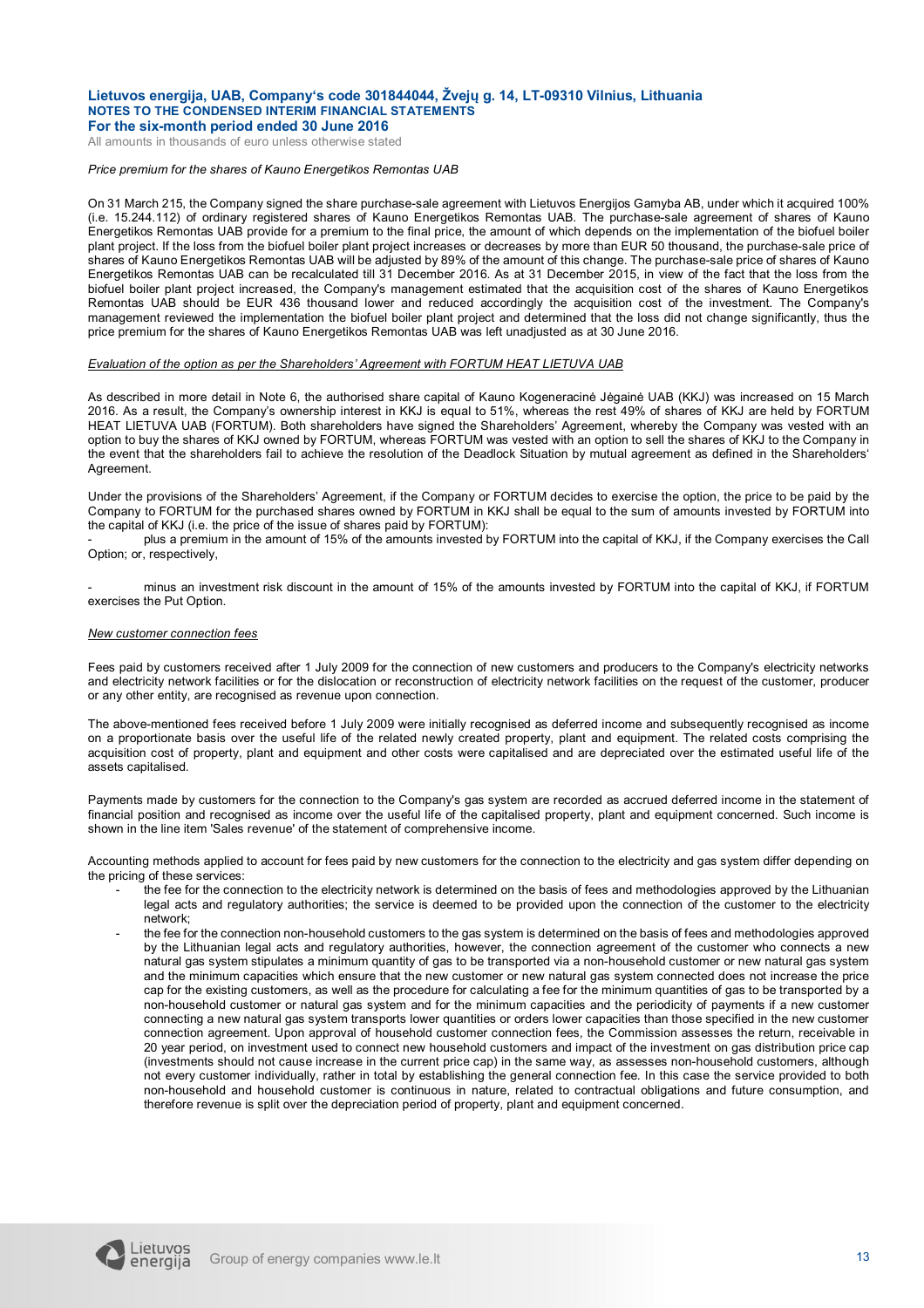*Price premium for the shares of Kauno Energetikos Remontas UAB*

On 31 March 215, the Company signed the share purchase-sale agreement with Lietuvos Energijos Gamyba AB, under which it acquired 100% (i.e. 15.244.112) of ordinary registered shares of Kauno Energetikos Remontas UAB. The purchase-sale agreement of shares of Kauno Energetikos Remontas UAB provide for a premium to the final price, the amount of which depends on the implementation of the biofuel boiler plant project. If the loss from the biofuel boiler plant project increases or decreases by more than EUR 50 thousand, the purchase-sale price of shares of Kauno Energetikos Remontas UAB will be adjusted by 89% of the amount of this change. The purchase-sale price of shares of Kauno Energetikos Remontas UAB can be recalculated till 31 December 2016. As at 31 December 2015, in view of the fact that the loss from the biofuel boiler plant project increased, the Company's management estimated that the acquisition cost of the shares of Kauno Energetikos Remontas UAB should be EUR 436 thousand lower and reduced accordingly the acquisition cost of the investment. The Company's management reviewed the implementation the biofuel boiler plant project and determined that the loss did not change significantly, thus the price premium for the shares of Kauno Energetikos Remontas UAB was left unadjusted as at 30 June 2016.

*Evaluation of the option as per the Shareholders' Agreement with FORTUM HEAT LIETUVA UAB*

As described in more detail in Note 6, the authorised share capital of Kauno Kogeneracinė Jėgainė UAB (KKJ) was increased on 15 March 2016. As a result, the Company's ownership interest in KKJ is equal to 51%, whereas the rest 49% of shares of KKJ are held by FORTUM HEAT LIETUVA UAB (FORTUM). Both shareholders have signed the Shareholders' Agreement, whereby the Company was vested with an option to buy the shares of KKJ owned by FORTUM, whereas FORTUM was vested with an option to sell the shares of KKJ to the Company in the event that the shareholders fail to achieve the resolution of the Deadlock Situation by mutual agreement as defined in the Shareholders' Agreement.

Under the provisions of the Shareholders' Agreement, if the Company or FORTUM decides to exercise the option, the price to be paid by the Company to FORTUM for the purchased shares owned by FORTUM in KKJ shall be equal to the sum of amounts invested by FORTUM into the capital of KKJ (i.e. the price of the issue of shares paid by FORTUM):

- plus a premium in the amount of 15% of the amounts invested by FORTUM into the capital of KKJ, if the Company exercises the Call Option; or, respectively,
- minus an investment risk discount in the amount of 15% of the amounts invested by FORTUM into the capital of KKJ, if FORTUM exercises the Put Option.

*New customer connection fees*

Fees paid by customers received after 1 July 2009 for the connection of new customers and producers to the Company's electricity networks and electricity network facilities or for the dislocation or reconstruction of electricity network facilities on the request of the customer, producer or any other entity, are recognised as revenue upon connection.

The above-mentioned fees received before 1 July 2009 were initially recognised as deferred income and subsequently recognised as income on a proportionate basis over the useful life of the related newly created property, plant and equipment. The related costs comprising the acquisition cost of property, plant and equipment and other costs were capitalised and are depreciated over the estimated useful life of the assets capitalised.

Payments made by customers for the connection to the Company's gas system are recorded as accrued deferred income in the statement of financial position and recognised as income over the useful life of the capitalised property, plant and equipment concerned. Such income is shown in the line item 'Sales revenue' of the statement of comprehensive income.

Accounting methods applied to account for fees paid by new customers for the connection to the electricity and gas system differ depending on the pricing of these services:

- the fee for the connection to the electricity network is determined on the basis of fees and methodologies approved by the Lithuanian legal acts and regulatory authorities; the service is deemed to be provided upon the connection of the customer to the electricity network;
- the fee for the connection non-household customers to the gas system is determined on the basis of fees and methodologies approved by the Lithuanian legal acts and regulatory authorities, however, the connection agreement of the customer who connects a new natural gas system stipulates a minimum quantity of gas to be transported via a non-household customer or new natural gas system and the minimum capacities which ensure that the new customer or new natural gas system connected does not increase the price cap for the existing customers, as well as the procedure for calculating a fee for the minimum quantities of gas to be transported by a non-household customer or natural gas system and for the minimum capacities and the periodicity of payments if a new customer connecting a new natural gas system transports lower quantities or orders lower capacities than those specified in the new customer connection agreement. Upon approval of household customer connection fees, the Commission assesses the return, receivable in 20 year period, on investment used to connect new household customers and impact of the investment on gas distribution price cap (investments should not cause increase in the current price cap) in the same way, as assesses non-household customers, although not every customer individually, rather in total by establishing the general connection fee. In this case the service provided to both non-household and household customer is continuous in nature, related to contractual obligations and future consumption, and therefore revenue is split over the depreciation period of property, plant and equipment concerned.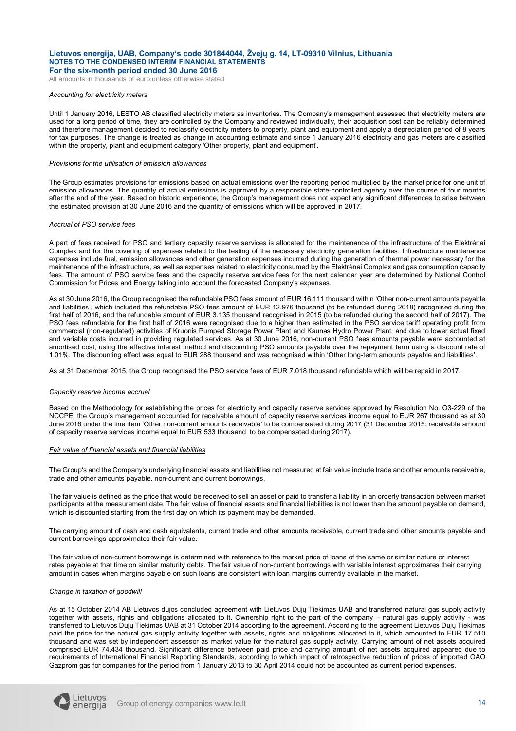#### *Accounting for electricity meters*

Until 1 January 2016, LESTO AB classified electricity meters as inventories. The Company's management assessed that electricity meters are used for a long period of time, they are controlled by the Company and reviewed individually, their acquisition cost can be reliably determined and therefore management decided to reclassify electricity meters to property, plant and equipment and apply a depreciation period of 8 years for tax purposes. The change is treated as change in accounting estimate and since 1 January 2016 electricity and gas meters are classified within the property, plant and equipment category 'Other property, plant and equipment'.

#### *Provisions for the utilisation of emission allowances*

The Group estimates provisions for emissions based on actual emissions over the reporting period multiplied by the market price for one unit of emission allowances. The quantity of actual emissions is approved by a responsible state-controlled agency over the course of four months after the end of the year. Based on historic experience, the Group's management does not expect any significant differences to arise between the estimated provision at 30 June 2016 and the quantity of emissions which will be approved in 2017.

#### *Accrual of PSO service fees*

A part of fees received for PSO and tertiary capacity reserve services is allocated for the maintenance of the infrastructure of the Elektrėnai Complex and for the covering of expenses related to the testing of the necessary electricity generation facilities. Infrastructure maintenance expenses include fuel, emission allowances and other generation expenses incurred during the generation of thermal power necessary for the maintenance of the infrastructure, as well as expenses related to electricity consumed by the Elektrėnai Complex and gas consumption capacity fees. The amount of PSO service fees and the capacity reserve service fees for the next calendar year are determined by National Control Commission for Prices and Energy taking into account the forecasted Company's expenses.

As at 30 June 2016, the Group recognised the refundable PSO fees amount of EUR 16.111 thousand within 'Other non-current amounts payable and liabilities', which included the refundable PSO fees amount of EUR 12.976 thousand (to be refunded during 2018) recognised during the first half of 2016, and the refundable amount of EUR 3.135 thousand recognised in 2015 (to be refunded during the second half of 2017). The PSO fees refundable for the first half of 2016 were recognised due to a higher than estimated in the PSO service tariff operating profit from commercial (non-regulated) activities of Kruonis Pumped Storage Power Plant and Kaunas Hydro Power Plant, and due to lower actual fixed and variable costs incurred in providing regulated services. As at 30 June 2016, non-current PSO fees amounts payable were accounted at amortised cost, using the effective interest method and discounting PSO amounts payable over the repayment term using a discount rate of 1.01%. The discounting effect was equal to EUR 288 thousand and was recognised within 'Other long-term amounts payable and liabilities'.

As at 31 December 2015, the Group recognised the PSO service fees of EUR 7.018 thousand refundable which will be repaid in 2017.

#### *Capacity reserve income accrual*

Based on the Methodology for establishing the prices for electricity and capacity reserve services approved by Resolution No. O3-229 of the NCCPE, the Group's management accounted for receivable amount of capacity reserve services income equal to EUR 267 thousand as at 30 June 2016 under the line item 'Other non-current amounts receivable' to be compensated during 2017 (31 December 2015: receivable amount of capacity reserve services income equal to EUR 533 thousand to be compensated during 2017).

#### *Fair value of financial assets and financial liabilities*

The Group's and the Company's underlying financial assets and liabilities not measured at fair value include trade and other amounts receivable, trade and other amounts payable, non-current and current borrowings.

The fair value is defined as the price that would be received to sell an asset or paid to transfer a liability in an orderly transaction between market participants at the measurement date. The fair value of financial assets and financial liabilities is not lower than the amount payable on demand, which is discounted starting from the first day on which its payment may be demanded.

The carrying amount of cash and cash equivalents, current trade and other amounts receivable, current trade and other amounts payable and current borrowings approximates their fair value.

The fair value of non-current borrowings is determined with reference to the market price of loans of the same or similar nature or interest rates payable at that time on similar maturity debts. The fair value of non-current borrowings with variable interest approximates their carrying amount in cases when margins payable on such loans are consistent with loan margins currently available in the market.

#### *Change in taxation of goodwill*

As at 15 October 2014 AB Lietuvos dujos concluded agreement with Lietuvos Dujų Tiekimas UAB and transferred natural gas supply activity together with assets, rights and obligations allocated to it. Ownership right to the part of the company – natural gas supply activity - was transferred to Lietuvos Dujų Tiekimas UAB at 31 October 2014 according to the agreement. According to the agreement Lietuvos Dujų Tiekimas paid the price for the natural gas supply activity together with assets, rights and obligations allocated to it, which amounted to EUR 17.510 thousand and was set by independent assessor as market value for the natural gas supply activity. Carrying amount of net assets acquired comprised EUR 74.434 thousand. Significant difference between paid price and carrying amount of net assets acquired appeared due to requirements of International Financial Reporting Standards, according to which impact of retrospective reduction of prices of imported OAO Gazprom gas for companies for the period from 1 January 2013 to 30 April 2014 could not be accounted as current period expenses.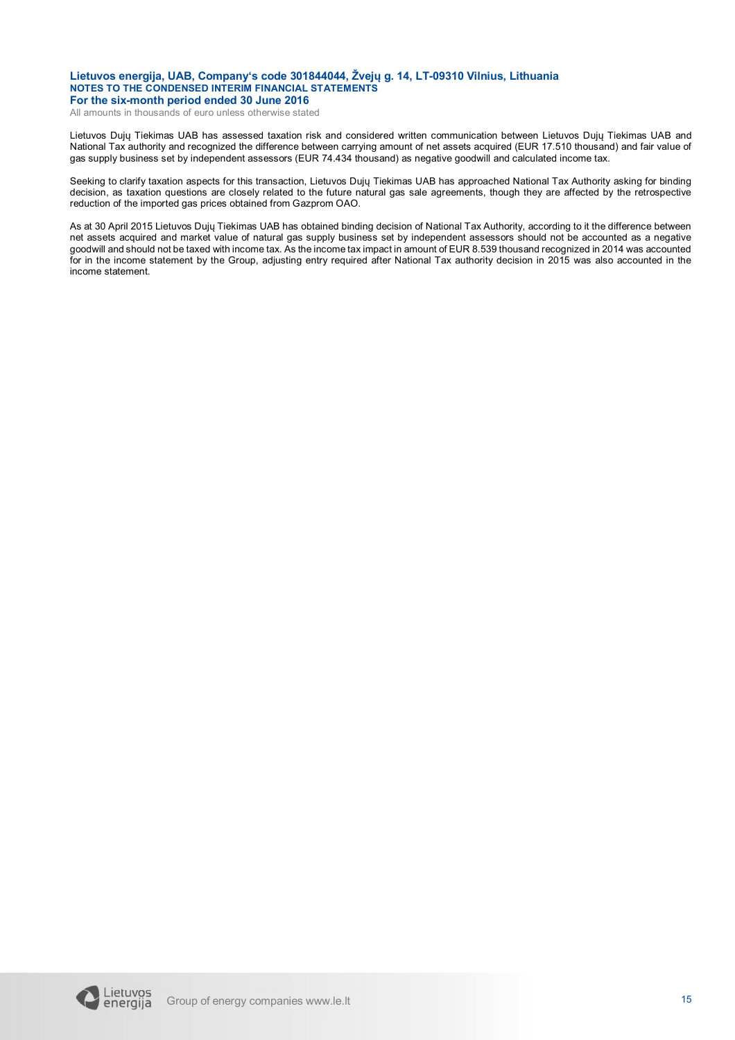Lietuvos Dujų Tiekimas UAB has assessed taxation risk and considered written communication between Lietuvos Dujų Tiekimas UAB and National Tax authority and recognized the difference between carrying amount of net assets acquired (EUR 17.510 thousand) and fair value of gas supply business set by independent assessors (EUR 74.434 thousand) as negative goodwill and calculated income tax.

Seeking to clarify taxation aspects for this transaction, Lietuvos Dujų Tiekimas UAB has approached National Tax Authority asking for binding decision, as taxation questions are closely related to the future natural gas sale agreements, though they are affected by the retrospective reduction of the imported gas prices obtained from Gazprom OAO.

As at 30 April 2015 Lietuvos Dujų Tiekimas UAB has obtained binding decision of National Tax Authority, according to it the difference between net assets acquired and market value of natural gas supply business set by independent assessors should not be accounted as a negative goodwill and should not be taxed with income tax. As the income tax impact in amount of EUR 8.539 thousand recognized in 2014 was accounted for in the income statement by the Group, adjusting entry required after National Tax authority decision in 2015 was also accounted in the income statement.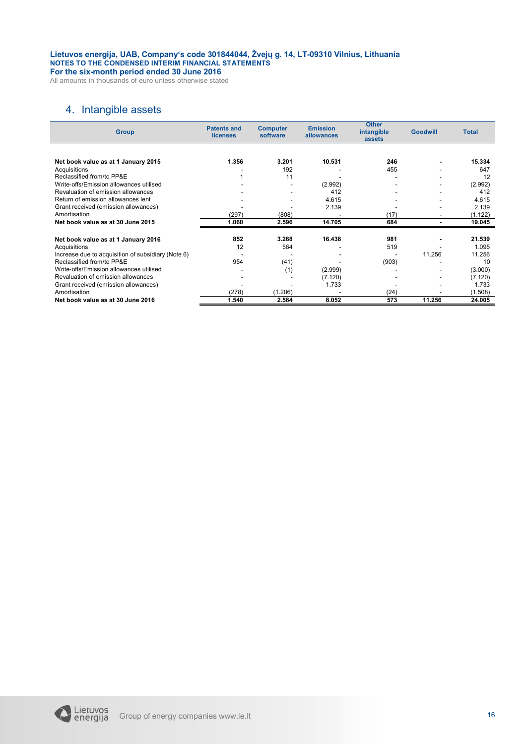## 4. Intangible assets

| Group | Patents and licenses | Computer software | Emission allowances | Other intangible assets | Goodwill | Total |
|---|---|---|---|---|---|---|
| **Net book value as at 1 January 2015** | **1.356** | **3.201** | **10.531** | **246** | **-** | **15.334** |
| Acquisitions | - | 192 | - | 455 | - | 647 |
| Reclassified from/to PP&E | 1 | 11 | - | - | - | 12 |
| Write-offs/Emission allowances utilised | - | - | (2.992) | - | - | (2.992) |
| Revaluation of emission allowances | - | - | 412 | - | - | 412 |
| Return of emission allowances lent | - | - | 4.615 | - | - | 4.615 |
| Grant received (emission allowances) | - | - | 2.139 | - | - | 2.139 |
| Amortisation | (297) | (808) | - | (17) | - | (1.122) |
| **Net book value as at 30 June 2015** | **1.060** | **2.596** | **14.705** | **684** | **-** | **19.045** |
| | | | | | | |
| **Net book value as at 1 January 2016** | **852** | **3.268** | **16.438** | **981** | **-** | **21.539** |
| Acquisitions | 12 | 564 | - | 519 | - | 1.095 |
| Increase due to acquisition of subsidiary (Note 6) | - | - | - | - | 11.256 | 11.256 |
| Reclassified from/to PP&E | 954 | (41) | - | (903) | - | 10 |
| Write-offs/Emission allowances utilised | - | (1) | (2.999) | - | - | (3.000) |
| Revaluation of emission allowances | - | - | (7.120) | - | - | (7.120) |
| Grant received (emission allowances) | - | - | 1.733 | - | - | 1.733 |
| Amortisation | (278) | (1.206) | - | (24) | - | (1.508) |
| **Net book value as at 30 June 2016** | **1.540** | **2.584** | **8.052** | **573** | **11.256** | **24.005** |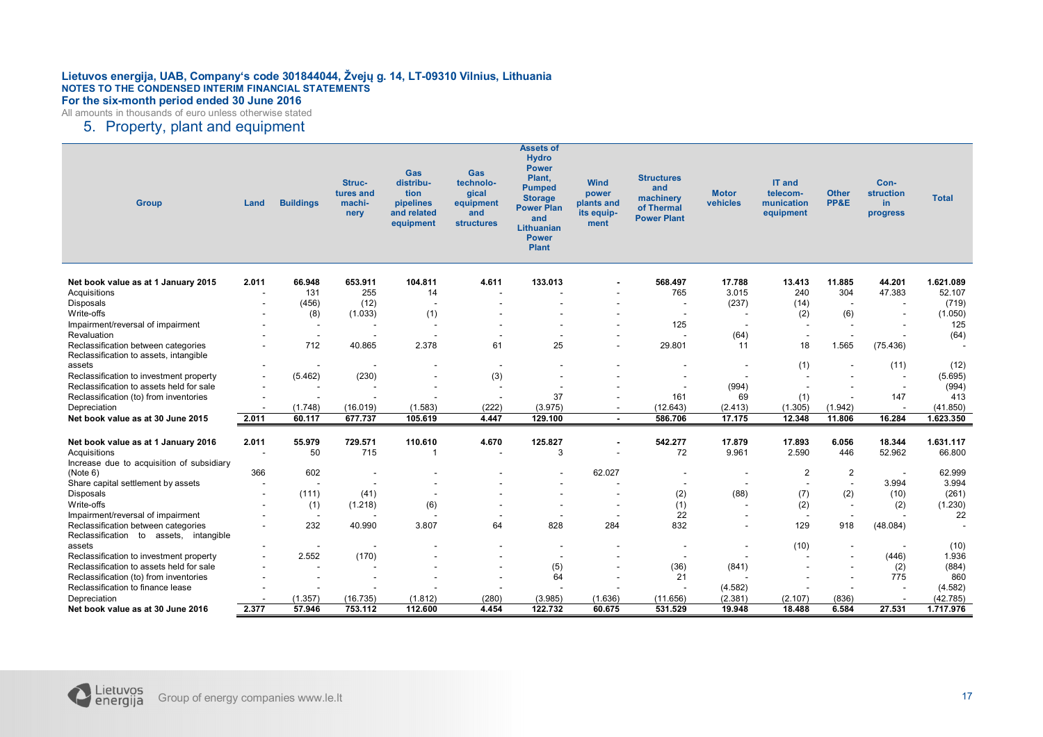**Lietuvos energija, UAB, Company's code 301844044, Žvejų g. 14, LT-09310 Vilnius, Lithuania**
**NOTES TO THE CONDENSED INTERIM FINANCIAL STATEMENTS**
**For the six-month period ended 30 June 2016**
All amounts in thousands of euro unless otherwise stated

## 5. Property, plant and equipment

| Group | Land | Buildings | Structures and machinery | Gas distribution pipelines and related equipment | Gas technological equipment and structures | Assets of Hydro Power Plant, Pumped Storage Power Plan and Lithuanian Power Plant | Wind power plants and its equipment | Structures and machinery of Thermal Power Plant | Motor vehicles | IT and telecommunication equipment | Other PP&E | Construction in progress | Total |
|---|---|---|---|---|---|---|---|---|---|---|---|---|---|
| **Net book value as at 1 January 2015** | **2.011** | **66.948** | **653.911** | **104.811** | **4.611** | **133.013** | **-** | **568.497** | **17.788** | **13.413** | **11.885** | **44.201** | **1.621.089** |
| Acquisitions | - | 131 | 255 | 14 | - | - | - | 765 | 3.015 | 240 | 304 | 47.383 | 52.107 |
| Disposals | - | (456) | (12) | - | - | - | - | - | (237) | (14) | - | - | (719) |
| Write-offs | - | (8) | (1.033) | (1) | - | - | - | - | - | (2) | (6) | - | (1.050) |
| Impairment/reversal of impairment | - | - | - | - | - | - | - | 125 | - | - | - | - | 125 |
| Revaluation | - | - | - | - | - | - | - | - | (64) | - | - | - | (64) |
| Reclassification between categories | - | 712 | 40.865 | 2.378 | 61 | 25 | - | 29.801 | 11 | 18 | 1.565 | (75.436) | - |
| Reclassification to assets, intangible assets | - | - | - | - | - | - | - | - | - | (1) | - | (11) | (12) |
| Reclassification to investment property | - | (5.462) | (230) | - | (3) | - | - | - | - | - | - | - | (5.695) |
| Reclassification to assets held for sale | - | - | - | - | - | - | - | - | (994) | - | - | - | (994) |
| Reclassification (to) from inventories | - | - | - | - | - | 37 | - | 161 | 69 | (1) | - | 147 | 413 |
| Depreciation | - | (1.748) | (16.019) | (1.583) | (222) | (3.975) | - | (12.643) | (2.413) | (1.305) | (1.942) | - | (41.850) |
| **Net book value as at 30 June 2015** | **2.011** | **60.117** | **677.737** | **105.619** | **4.447** | **129.100** | **-** | **586.706** | **17.175** | **12.348** | **11.806** | **16.284** | **1.623.350** |
| | | | | | | | | | | | | | |
| **Net book value as at 1 January 2016** | **2.011** | **55.979** | **729.571** | **110.610** | **4.670** | **125.827** | **-** | **542.277** | **17.879** | **17.893** | **6.056** | **18.344** | **1.631.117** |
| Acquisitions | - | 50 | 715 | 1 | - | 3 | - | 72 | 9.961 | 2.590 | 446 | 52.962 | 66.800 |
| Increase due to acquisition of subsidiary (Note 6) | 366 | 602 | - | - | - | - | 62.027 | - | - | 2 | 2 | - | 62.999 |
| Share capital settlement by assets | - | - | - | - | - | - | - | - | - | - | - | 3.994 | 3.994 |
| Disposals | - | (111) | (41) | - | - | - | - | (2) | (88) | (7) | (2) | (10) | (261) |
| Write-offs | - | (1) | (1.218) | (6) | - | - | - | (1) | - | (2) | - | (2) | (1.230) |
| Impairment/reversal of impairment | - | - | - | - | - | - | - | 22 | - | - | - | - | 22 |
| Reclassification between categories | - | 232 | 40.990 | 3.807 | 64 | 828 | 284 | 832 | - | 129 | 918 | (48.084) | - |
| Reclassification to assets, intangible assets | - | - | - | - | - | - | - | - | - | (10) | - | - | (10) |
| Reclassification to investment property | - | 2.552 | (170) | - | - | - | - | - | - | - | - | (446) | 1.936 |
| Reclassification to assets held for sale | - | - | - | - | - | (5) | - | (36) | (841) | - | - | (2) | (884) |
| Reclassification (to) from inventories | - | - | - | - | - | 64 | - | 21 | - | - | - | 775 | 860 |
| Reclassification to finance lease | - | - | - | - | - | - | - | - | (4.582) | - | - | - | (4.582) |
| Depreciation | - | (1.357) | (16.735) | (1.812) | (280) | (3.985) | (1.636) | (11.656) | (2.381) | (2.107) | (836) | - | (42.785) |
| **Net book value as at 30 June 2016** | **2.377** | **57.946** | **753.112** | **112.600** | **4.454** | **122.732** | **60.675** | **531.529** | **19.948** | **18.488** | **6.584** | **27.531** | **1.717.976** |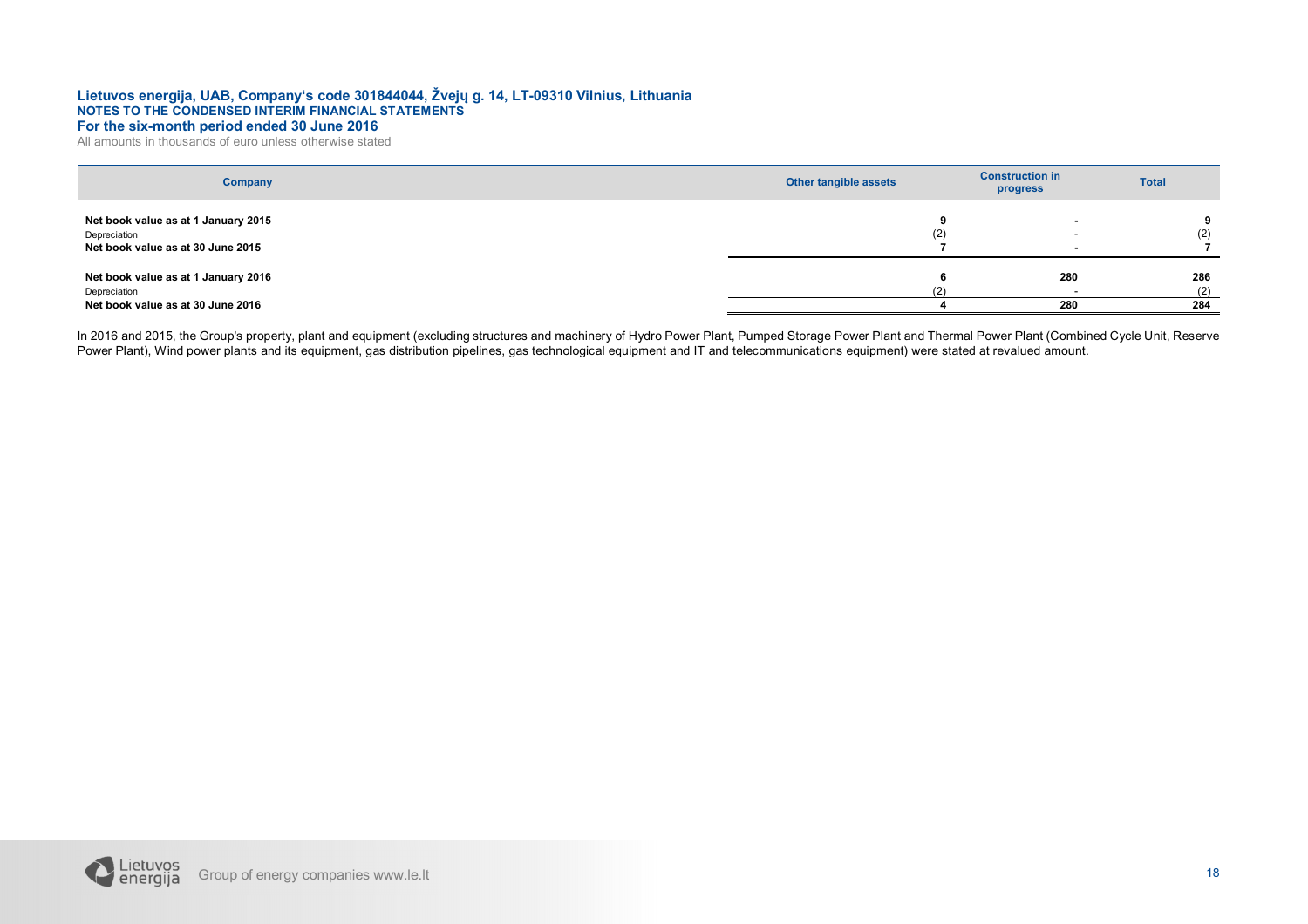| Company | Other tangible assets | Construction in progress | Total |
|---|---|---|---|
| **Net book value as at 1 January 2015** | **9** | **-** | **9** |
| Depreciation | (2) | - | (2) |
| **Net book value as at 30 June 2015** | **7** | **-** | **7** |
| | | | |
| **Net book value as at 1 January 2016** | **6** | **280** | **286** |
| Depreciation | (2) | - | (2) |
| **Net book value as at 30 June 2016** | **4** | **280** | **284** |

In 2016 and 2015, the Group's property, plant and equipment (excluding structures and machinery of Hydro Power Plant, Pumped Storage Power Plant and Thermal Power Plant (Combined Cycle Unit, Reserve Power Plant), Wind power plants and its equipment, gas distribution pipelines, gas technological equipment and IT and telecommunications equipment) were stated at revalued amount.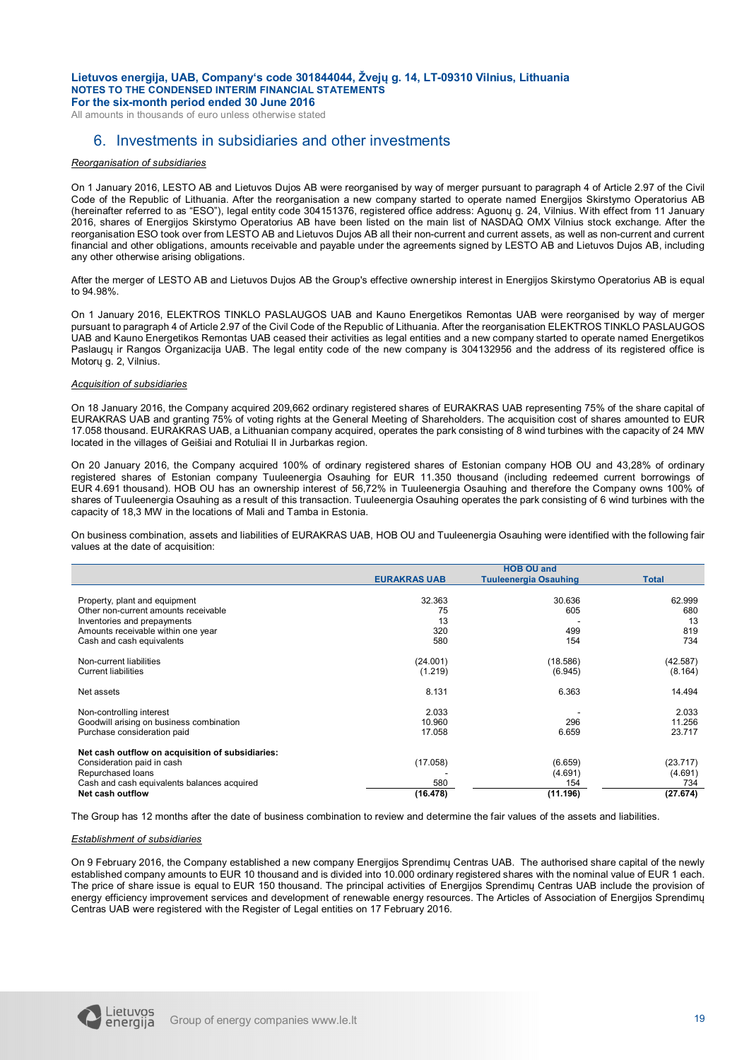## 6. Investments in subsidiaries and other investments

*Reorganisation of subsidiaries*

On 1 January 2016, LESTO AB and Lietuvos Dujos AB were reorganised by way of merger pursuant to paragraph 4 of Article 2.97 of the Civil Code of the Republic of Lithuania. After the reorganisation a new company started to operate named Energijos Skirstymo Operatorius AB (hereinafter referred to as "ESO"), legal entity code 304151376, registered office address: Aguonų g. 24, Vilnius. With effect from 11 January 2016, shares of Energijos Skirstymo Operatorius AB have been listed on the main list of NASDAQ OMX Vilnius stock exchange. After the reorganisation ESO took over from LESTO AB and Lietuvos Dujos AB all their non-current and current assets, as well as non-current and current financial and other obligations, amounts receivable and payable under the agreements signed by LESTO AB and Lietuvos Dujos AB, including any other otherwise arising obligations.

After the merger of LESTO AB and Lietuvos Dujos AB the Group's effective ownership interest in Energijos Skirstymo Operatorius AB is equal to 94.98%.

On 1 January 2016, ELEKTROS TINKLO PASLAUGOS UAB and Kauno Energetikos Remontas UAB were reorganised by way of merger pursuant to paragraph 4 of Article 2.97 of the Civil Code of the Republic of Lithuania. After the reorganisation ELEKTROS TINKLO PASLAUGOS UAB and Kauno Energetikos Remontas UAB ceased their activities as legal entities and a new company started to operate named Energetikos Paslaugų ir Rangos Organizacija UAB. The legal entity code of the new company is 304132956 and the address of its registered office is Motorų g. 2, Vilnius.

*Acquisition of subsidiaries*

On 18 January 2016, the Company acquired 209,662 ordinary registered shares of EURAKRAS UAB representing 75% of the share capital of EURAKRAS UAB and granting 75% of voting rights at the General Meeting of Shareholders. The acquisition cost of shares amounted to EUR 17.058 thousand. EURAKRAS UAB, a Lithuanian company acquired, operates the park consisting of 8 wind turbines with the capacity of 24 MW located in the villages of Geišiai and Rotuliai II in Jurbarkas region.

On 20 January 2016, the Company acquired 100% of ordinary registered shares of Estonian company HOB OU and 43,28% of ordinary registered shares of Estonian company Tuuleenergia Osauhing for EUR 11.350 thousand (including redeemed current borrowings of EUR 4.691 thousand). HOB OU has an ownership interest of 56,72% in Tuuleenergia Osauhing and therefore the Company owns 100% of shares of Tuuleenergia Osauhing as a result of this transaction. Tuuleenergia Osauhing operates the park consisting of 6 wind turbines with the capacity of 18,3 MW in the locations of Mali and Tamba in Estonia.

On business combination, assets and liabilities of EURAKRAS UAB, HOB OU and Tuuleenergia Osauhing were identified with the following fair values at the date of acquisition:

| | EURAKRAS UAB | HOB OU and Tuuleenergia Osauhing | Total |
|---|---|---|---|
| Property, plant and equipment | 32.363 | 30.636 | 62.999 |
| Other non-current amounts receivable | 75 | 605 | 680 |
| Inventories and prepayments | 13 | - | 13 |
| Amounts receivable within one year | 320 | 499 | 819 |
| Cash and cash equivalents | 580 | 154 | 734 |
| Non-current liabilities | (24.001) | (18.586) | (42.587) |
| Current liabilities | (1.219) | (6.945) | (8.164) |
| Net assets | 8.131 | 6.363 | 14.494 |
| Non-controlling interest | 2.033 | - | 2.033 |
| Goodwill arising on business combination | 10.960 | 296 | 11.256 |
| Purchase consideration paid | 17.058 | 6.659 | 23.717 |
| **Net cash outflow on acquisition of subsidiaries:** | | | |
| Consideration paid in cash | (17.058) | (6.659) | (23.717) |
| Repurchased loans | - | (4.691) | (4.691) |
| Cash and cash equivalents balances acquired | 580 | 154 | 734 |
| **Net cash outflow** | **(16.478)** | **(11.196)** | **(27.674)** |

The Group has 12 months after the date of business combination to review and determine the fair values of the assets and liabilities.

*Establishment of subsidiaries*

On 9 February 2016, the Company established a new company Energijos Sprendimų Centras UAB. The authorised share capital of the newly established company amounts to EUR 10 thousand and is divided into 10.000 ordinary registered shares with the nominal value of EUR 1 each. The price of share issue is equal to EUR 150 thousand. The principal activities of Energijos Sprendimų Centras UAB include the provision of energy efficiency improvement services and development of renewable energy resources. The Articles of Association of Energijos Sprendimų Centras UAB were registered with the Register of Legal entities on 17 February 2016.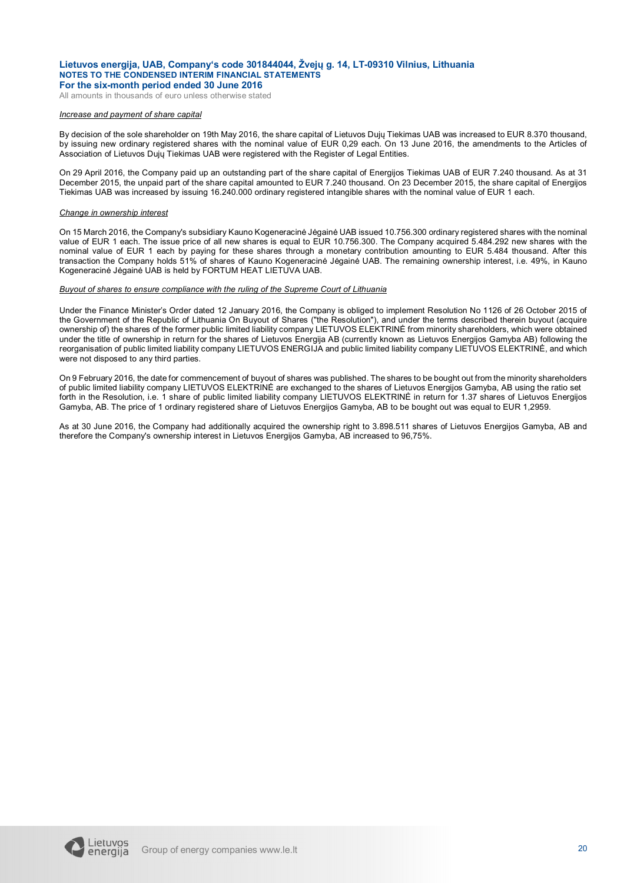*Increase and payment of share capital*

By decision of the sole shareholder on 19th May 2016, the share capital of Lietuvos Dujų Tiekimas UAB was increased to EUR 8.370 thousand, by issuing new ordinary registered shares with the nominal value of EUR 0,29 each. On 13 June 2016, the amendments to the Articles of Association of Lietuvos Dujų Tiekimas UAB were registered with the Register of Legal Entities.

On 29 April 2016, the Company paid up an outstanding part of the share capital of Energijos Tiekimas UAB of EUR 7.240 thousand. As at 31 December 2015, the unpaid part of the share capital amounted to EUR 7.240 thousand. On 23 December 2015, the share capital of Energijos Tiekimas UAB was increased by issuing 16.240.000 ordinary registered intangible shares with the nominal value of EUR 1 each.

*Change in ownership interest*

On 15 March 2016, the Company's subsidiary Kauno Kogeneracinė Jėgainė UAB issued 10.756.300 ordinary registered shares with the nominal value of EUR 1 each. The issue price of all new shares is equal to EUR 10.756.300. The Company acquired 5.484.292 new shares with the nominal value of EUR 1 each by paying for these shares through a monetary contribution amounting to EUR 5.484 thousand. After this transaction the Company holds 51% of shares of Kauno Kogeneracinė Jėgainė UAB. The remaining ownership interest, i.e. 49%, in Kauno Kogeneracinė Jėgainė UAB is held by FORTUM HEAT LIETUVA UAB.

*Buyout of shares to ensure compliance with the ruling of the Supreme Court of Lithuania*

Under the Finance Minister's Order dated 12 January 2016, the Company is obliged to implement Resolution No 1126 of 26 October 2015 of the Government of the Republic of Lithuania On Buyout of Shares ("the Resolution"), and under the terms described therein buyout (acquire ownership of) the shares of the former public limited liability company LIETUVOS ELEKTRINĖ from minority shareholders, which were obtained under the title of ownership in return for the shares of Lietuvos Energija AB (currently known as Lietuvos Energijos Gamyba AB) following the reorganisation of public limited liability company LIETUVOS ENERGIJA and public limited liability company LIETUVOS ELEKTRINĖ, and which were not disposed to any third parties.

On 9 February 2016, the date for commencement of buyout of shares was published. The shares to be bought out from the minority shareholders of public limited liability company LIETUVOS ELEKTRINĖ are exchanged to the shares of Lietuvos Energijos Gamyba, AB using the ratio set forth in the Resolution, i.e. 1 share of public limited liability company LIETUVOS ELEKTRINĖ in return for 1.37 shares of Lietuvos Energijos Gamyba, AB. The price of 1 ordinary registered share of Lietuvos Energijos Gamyba, AB to be bought out was equal to EUR 1,2959.

As at 30 June 2016, the Company had additionally acquired the ownership right to 3.898.511 shares of Lietuvos Energijos Gamyba, AB and therefore the Company's ownership interest in Lietuvos Energijos Gamyba, AB increased to 96,75%.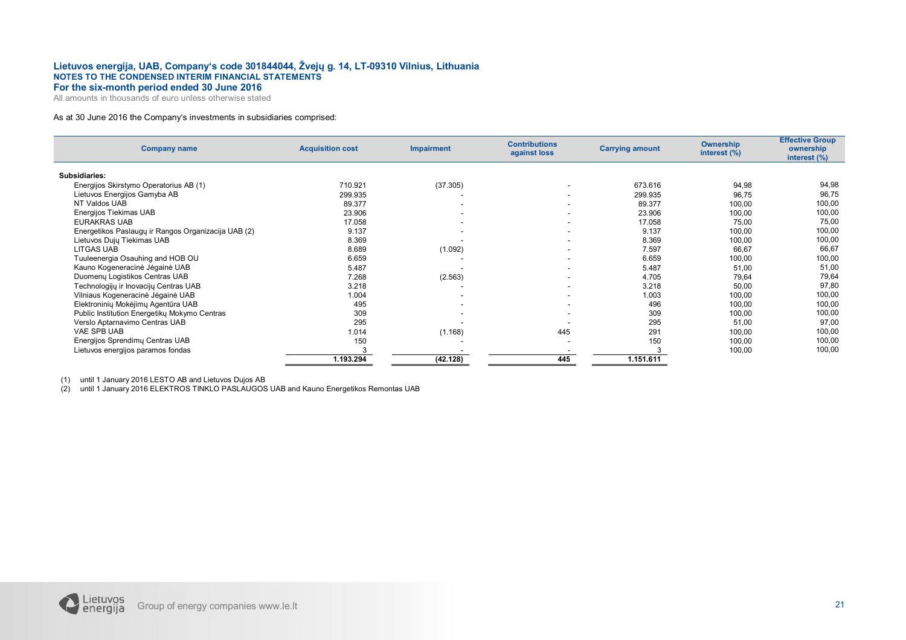As at 30 June 2016 the Company's investments in subsidiaries comprised:

| Company name | Acquisition cost | Impairment | Contributions against loss | Carrying amount | Ownership interest (%) | Effective Group ownership interest (%) |
|---|---|---|---|---|---|---|
| **Subsidiaries:** | | | | | | |
| Energijos Skirstymo Operatorius AB (1) | 710.921 | (37.305) | - | 673.616 | 94,98 | 94,98 |
| Lietuvos Energijos Gamyba AB | 299.935 | - | - | 299.935 | 96,75 | 96,75 |
| NT Valdos UAB | 89.377 | - | - | 89.377 | 100,00 | 100,00 |
| Energijos Tiekimas UAB | 23.906 | - | - | 23.906 | 100,00 | 100,00 |
| EURAKRAS UAB | 17.058 | - | - | 17.058 | 75,00 | 75,00 |
| Energetikos Paslaugų ir Rangos Organizacija UAB (2) | 9.137 | - | - | 9.137 | 100,00 | 100,00 |
| Lietuvos Dujų Tiekimas UAB | 8.369 | - | - | 8.369 | 100,00 | 100,00 |
| LITGAS UAB | 8.689 | (1.092) | - | 7.597 | 66,67 | 66,67 |
| Tuuleenergia Osauhing and HOB OU | 6.659 | - | - | 6.659 | 100,00 | 100,00 |
| Kauno Kogeneracinė Jėgainė UAB | 5.487 | - | - | 5.487 | 51,00 | 51,00 |
| Duomenų Logistikos Centras UAB | 7.268 | (2.563) | - | 4.705 | 79,64 | 79,64 |
| Technologijų ir Inovacijų Centras UAB | 3.218 | - | - | 3.218 | 50,00 | 97,80 |
| Vilniaus Kogeneracinė Jėgainė UAB | 1.004 | - | - | 1.003 | 100,00 | 100,00 |
| Elektroninių Mokėjimų Agentūra UAB | 495 | - | - | 496 | 100,00 | 100,00 |
| Public Institution Energetikų Mokymo Centras | 309 | - | - | 309 | 100,00 | 100,00 |
| Verslo Aptarnavimo Centras UAB | 295 | - | - | 295 | 51,00 | 97,00 |
| VAE SPB UAB | 1.014 | (1.168) | 445 | 291 | 100,00 | 100,00 |
| Energijos Sprendimų Centras UAB | 150 | - | - | 150 | 100,00 | 100,00 |
| Lietuvos energijos paramos fondas | 3 | - | - | 3 | 100,00 | 100,00 |
| | **1.193.294** | **(42.128)** | **445** | **1.151.611** | | |

(1) until 1 January 2016 LESTO AB and Lietuvos Dujos AB
(2) until 1 January 2016 ELEKTROS TINKLO PASLAUGOS UAB and Kauno Energetikos Remontas UAB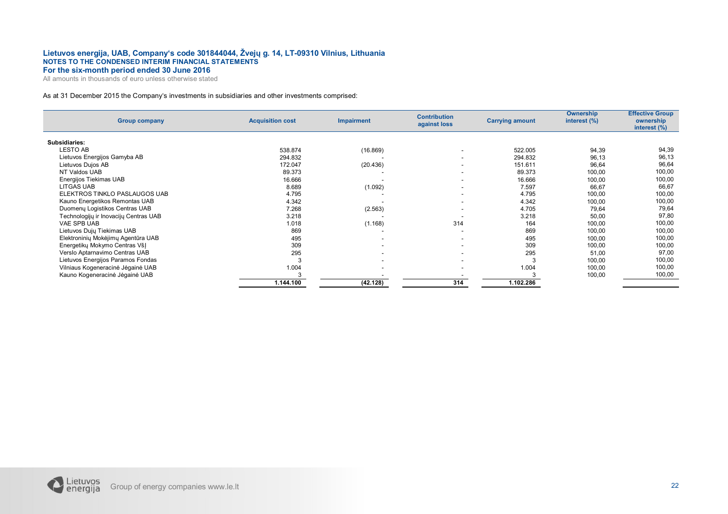# Lietuvos energija, UAB, Company's code 301844044, Žvejų g. 14, LT-09310 Vilnius, Lithuania
## NOTES TO THE CONDENSED INTERIM FINANCIAL STATEMENTS
### For the six-month period ended 30 June 2016
All amounts in thousands of euro unless otherwise stated

As at 31 December 2015 the Company's investments in subsidiaries and other investments comprised:

| Group company | Acquisition cost | Impairment | Contribution against loss | Carrying amount | Ownership interest (%) | Effective Group ownership interest (%) |
|---|---|---|---|---|---|---|
| **Subsidiaries:** | | | | | | |
| LESTO AB | 538.874 | (16.869) | - | 522.005 | 94,39 | 94,39 |
| Lietuvos Energijos Gamyba AB | 294.832 | - | - | 294.832 | 96,13 | 96,13 |
| Lietuvos Dujos AB | 172.047 | (20.436) | - | 151.611 | 96,64 | 96,64 |
| NT Valdos UAB | 89.373 | - | - | 89.373 | 100,00 | 100,00 |
| Energijos Tiekimas UAB | 16.666 | - | - | 16.666 | 100,00 | 100,00 |
| LITGAS UAB | 8.689 | (1.092) | - | 7.597 | 66,67 | 66,67 |
| ELEKTROS TINKLO PASLAUGOS UAB | 4.795 | - | - | 4.795 | 100,00 | 100,00 |
| Kauno Energetikos Remontas UAB | 4.342 | - | - | 4.342 | 100,00 | 100,00 |
| Duomenų Logistikos Centras UAB | 7.268 | (2.563) | - | 4.705 | 79,64 | 79,64 |
| Technologijų ir Inovacijų Centras UAB | 3.218 | - | - | 3.218 | 50,00 | 97,80 |
| VAE SPB UAB | 1.018 | (1.168) | 314 | 164 | 100,00 | 100,00 |
| Lietuvos Dujų Tiekimas UAB | 869 | - | - | 869 | 100,00 | 100,00 |
| Elektroninių Mokėjimų Agentūra UAB | 495 | - | - | 495 | 100,00 | 100,00 |
| Energetikų Mokymo Centras VšĮ | 309 | - | - | 309 | 100,00 | 100,00 |
| Verslo Aptarnavimo Centras UAB | 295 | - | - | 295 | 51,00 | 97,00 |
| Lietuvos Energijos Paramos Fondas | 3 | - | - | 3 | 100,00 | 100,00 |
| Vilniaus Kogeneracinė Jėgainė UAB | 1.004 | - | - | 1.004 | 100,00 | 100,00 |
| Kauno Kogeneracinė Jėgainė UAB | 3 | - | - | 3 | 100,00 | 100,00 |
| | **1.144.100** | **(42.128)** | **314** | **1.102.286** | | |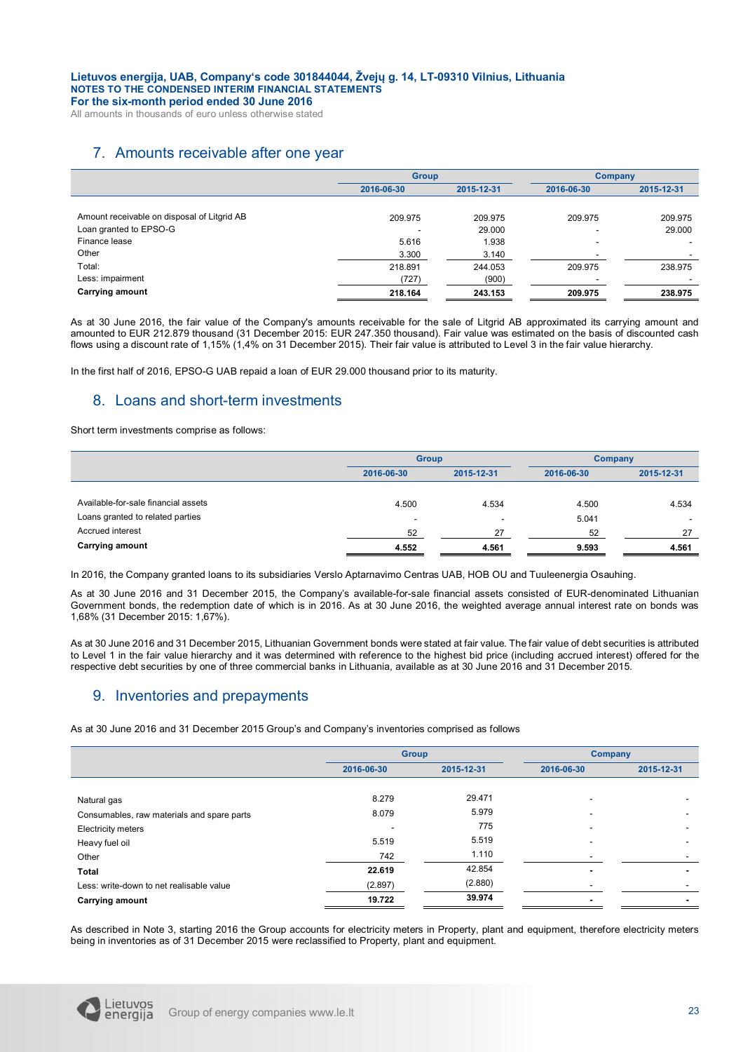## 7. Amounts receivable after one year

| | Group | | Company | |
|---|---|---|---|---|
| | 2016-06-30 | 2015-12-31 | 2016-06-30 | 2015-12-31 |
| Amount receivable on disposal of Litgrid AB | 209.975 | 209.975 | 209.975 | 209.975 |
| Loan granted to EPSO-G | - | 29.000 | - | 29.000 |
| Finance lease | 5.616 | 1.938 | - | - |
| Other | 3.300 | 3.140 | - | - |
| Total: | 218.891 | 244.053 | 209.975 | 238.975 |
| Less: impairment | (727) | (900) | - | - |
| **Carrying amount** | **218.164** | **243.153** | **209.975** | **238.975** |

As at 30 June 2016, the fair value of the Company's amounts receivable for the sale of Litgrid AB approximated its carrying amount and amounted to EUR 212.879 thousand (31 December 2015: EUR 247.350 thousand). Fair value was estimated on the basis of discounted cash flows using a discount rate of 1,15% (1,4% on 31 December 2015). Their fair value is attributed to Level 3 in the fair value hierarchy.

In the first half of 2016, EPSO-G UAB repaid a loan of EUR 29.000 thousand prior to its maturity.

## 8. Loans and short-term investments

Short term investments comprise as follows:

| | Group | | Company | |
|---|---|---|---|---|
| | 2016-06-30 | 2015-12-31 | 2016-06-30 | 2015-12-31 |
| Available-for-sale financial assets | 4.500 | 4.534 | 4.500 | 4.534 |
| Loans granted to related parties | - | - | 5.041 | - |
| Accrued interest | 52 | 27 | 52 | 27 |
| **Carrying amount** | **4.552** | **4.561** | **9.593** | **4.561** |

In 2016, the Company granted loans to its subsidiaries Verslo Aptarnavimo Centras UAB, HOB OU and Tuuleenergia Osauhing.

As at 30 June 2016 and 31 December 2015, the Company's available-for-sale financial assets consisted of EUR-denominated Lithuanian Government bonds, the redemption date of which is in 2016. As at 30 June 2016, the weighted average annual interest rate on bonds was 1,68% (31 December 2015: 1,67%).

As at 30 June 2016 and 31 December 2015, Lithuanian Government bonds were stated at fair value. The fair value of debt securities is attributed to Level 1 in the fair value hierarchy and it was determined with reference to the highest bid price (including accrued interest) offered for the respective debt securities by one of three commercial banks in Lithuania, available as at 30 June 2016 and 31 December 2015.

## 9. Inventories and prepayments

As at 30 June 2016 and 31 December 2015 Group's and Company's inventories comprised as follows

| | Group | | Company | |
|---|---|---|---|---|
| | 2016-06-30 | 2015-12-31 | 2016-06-30 | 2015-12-31 |
| Natural gas | 8.279 | 29.471 | - | - |
| Consumables, raw materials and spare parts | 8.079 | 5.979 | - | - |
| Electricity meters | - | 775 | - | - |
| Heavy fuel oil | 5.519 | 5.519 | - | - |
| Other | 742 | 1.110 | - | - |
| **Total** | **22.619** | **42.854** | **-** | **-** |
| Less: write-down to net realisable value | (2.897) | (2.880) | - | - |
| **Carrying amount** | **19.722** | **39.974** | **-** | **-** |

As described in Note 3, starting 2016 the Group accounts for electricity meters in Property, plant and equipment, therefore electricity meters being in inventories as of 31 December 2015 were reclassified to Property, plant and equipment.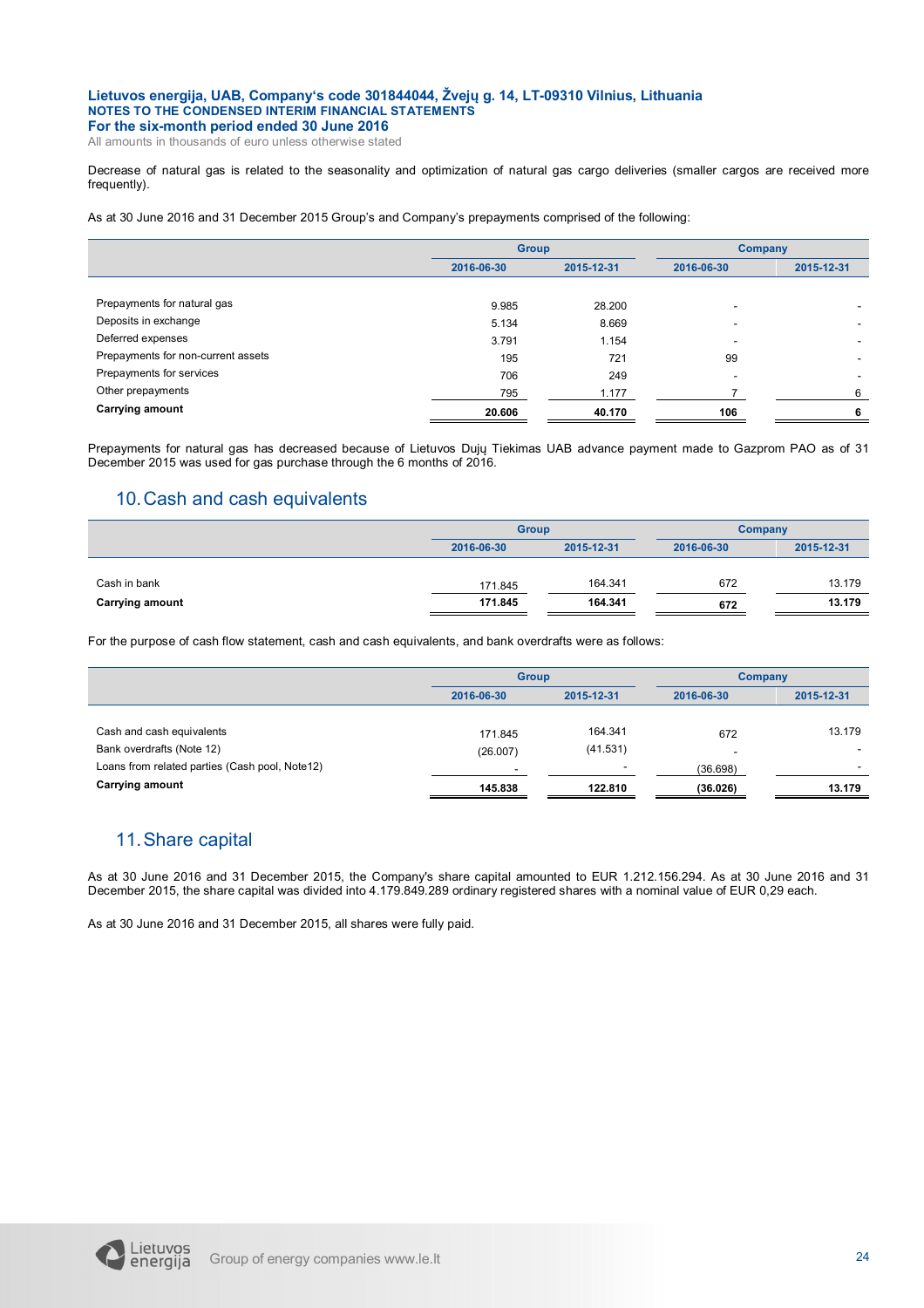Decrease of natural gas is related to the seasonality and optimization of natural gas cargo deliveries (smaller cargos are received more frequently).

As at 30 June 2016 and 31 December 2015 Group's and Company's prepayments comprised of the following:

| | Group | | Company | |
|---|---|---|---|---|
| | 2016-06-30 | 2015-12-31 | 2016-06-30 | 2015-12-31 |
| Prepayments for natural gas | 9.985 | 28.200 | - | - |
| Deposits in exchange | 5.134 | 8.669 | - | - |
| Deferred expenses | 3.791 | 1.154 | - | - |
| Prepayments for non-current assets | 195 | 721 | 99 | - |
| Prepayments for services | 706 | 249 | - | - |
| Other prepayments | 795 | 1.177 | 7 | 6 |
| **Carrying amount** | **20.606** | **40.170** | **106** | **6** |

Prepayments for natural gas has decreased because of Lietuvos Dujų Tiekimas UAB advance payment made to Gazprom PAO as of 31 December 2015 was used for gas purchase through the 6 months of 2016.

## 10. Cash and cash equivalents

| | Group | | Company | |
|---|---|---|---|---|
| | 2016-06-30 | 2015-12-31 | 2016-06-30 | 2015-12-31 |
| Cash in bank | 171.845 | 164.341 | 672 | 13.179 |
| **Carrying amount** | **171.845** | **164.341** | **672** | **13.179** |

For the purpose of cash flow statement, cash and cash equivalents, and bank overdrafts were as follows:

| | Group | | Company | |
|---|---|---|---|---|
| | 2016-06-30 | 2015-12-31 | 2016-06-30 | 2015-12-31 |
| Cash and cash equivalents | 171.845 | 164.341 | 672 | 13.179 |
| Bank overdrafts (Note 12) | (26.007) | (41.531) | - | - |
| Loans from related parties (Cash pool, Note12) | - | - | (36.698) | - |
| **Carrying amount** | **145.838** | **122.810** | **(36.026)** | **13.179** |

## 11. Share capital

As at 30 June 2016 and 31 December 2015, the Company's share capital amounted to EUR 1.212.156.294. As at 30 June 2016 and 31 December 2015, the share capital was divided into 4.179.849.289 ordinary registered shares with a nominal value of EUR 0,29 each.

As at 30 June 2016 and 31 December 2015, all shares were fully paid.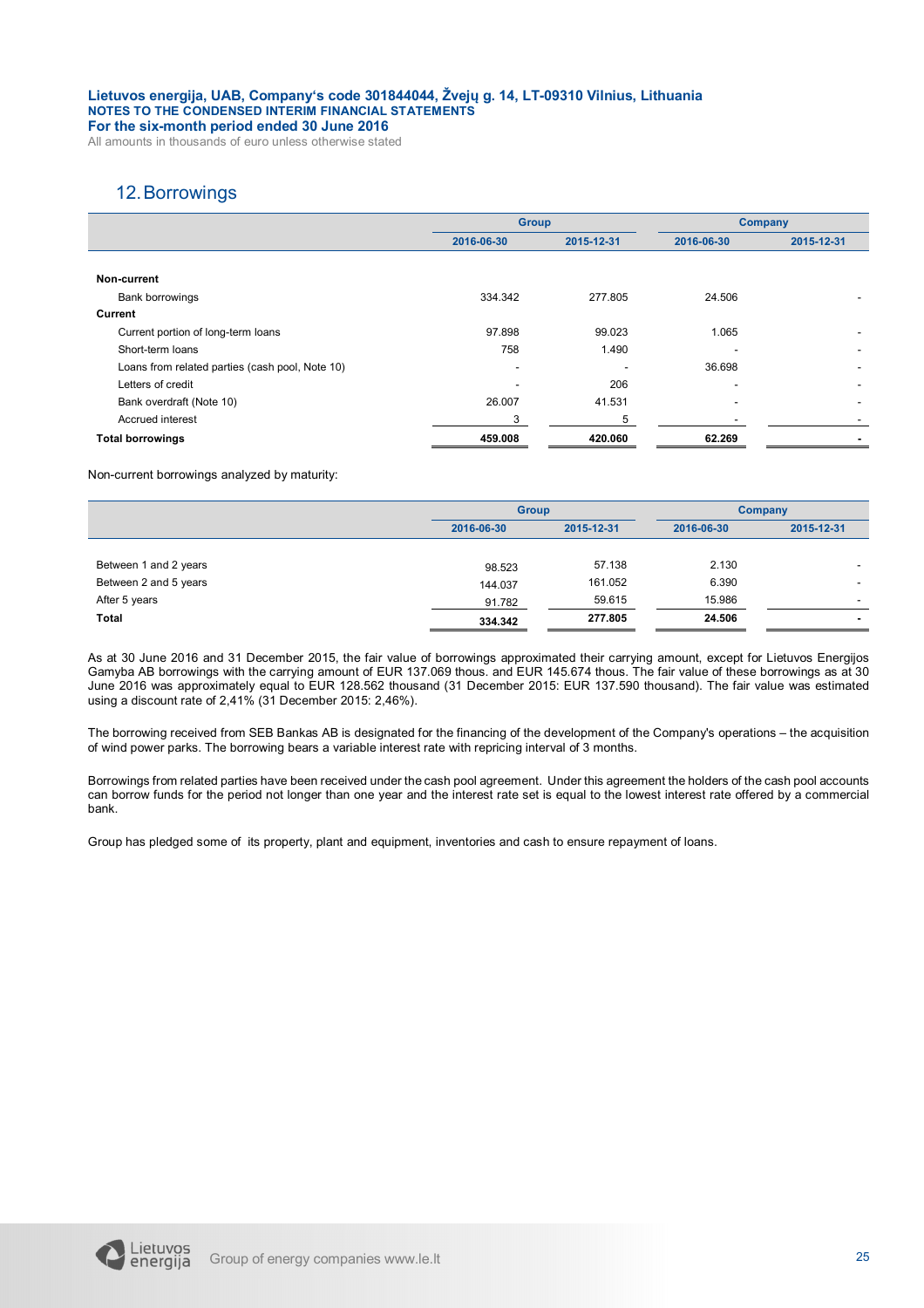## 12. Borrowings

| | Group | | Company | |
|---|---|---|---|---|
| | 2016-06-30 | 2015-12-31 | 2016-06-30 | 2015-12-31 |
| **Non-current** | | | | |
| Bank borrowings | 334.342 | 277.805 | 24.506 | - |
| **Current** | | | | |
| Current portion of long-term loans | 97.898 | 99.023 | 1.065 | - |
| Short-term loans | 758 | 1.490 | - | - |
| Loans from related parties (cash pool, Note 10) | - | - | 36.698 | - |
| Letters of credit | - | 206 | - | - |
| Bank overdraft (Note 10) | 26.007 | 41.531 | - | - |
| Accrued interest | 3 | 5 | - | - |
| **Total borrowings** | **459.008** | **420.060** | **62.269** | **-** |

Non-current borrowings analyzed by maturity:

| | Group | | Company | |
|---|---|---|---|---|
| | 2016-06-30 | 2015-12-31 | 2016-06-30 | 2015-12-31 |
| Between 1 and 2 years | 98.523 | 57.138 | 2.130 | - |
| Between 2 and 5 years | 144.037 | 161.052 | 6.390 | - |
| After 5 years | 91.782 | 59.615 | 15.986 | - |
| **Total** | **334.342** | **277.805** | **24.506** | **-** |

As at 30 June 2016 and 31 December 2015, the fair value of borrowings approximated their carrying amount, except for Lietuvos Energijos Gamyba AB borrowings with the carrying amount of EUR 137.069 thous. and EUR 145.674 thous. The fair value of these borrowings as at 30 June 2016 was approximately equal to EUR 128.562 thousand (31 December 2015: EUR 137.590 thousand). The fair value was estimated using a discount rate of 2,41% (31 December 2015: 2,46%).

The borrowing received from SEB Bankas AB is designated for the financing of the development of the Company's operations – the acquisition of wind power parks. The borrowing bears a variable interest rate with repricing interval of 3 months.

Borrowings from related parties have been received under the cash pool agreement. Under this agreement the holders of the cash pool accounts can borrow funds for the period not longer than one year and the interest rate set is equal to the lowest interest rate offered by a commercial bank.

Group has pledged some of its property, plant and equipment, inventories and cash to ensure repayment of loans.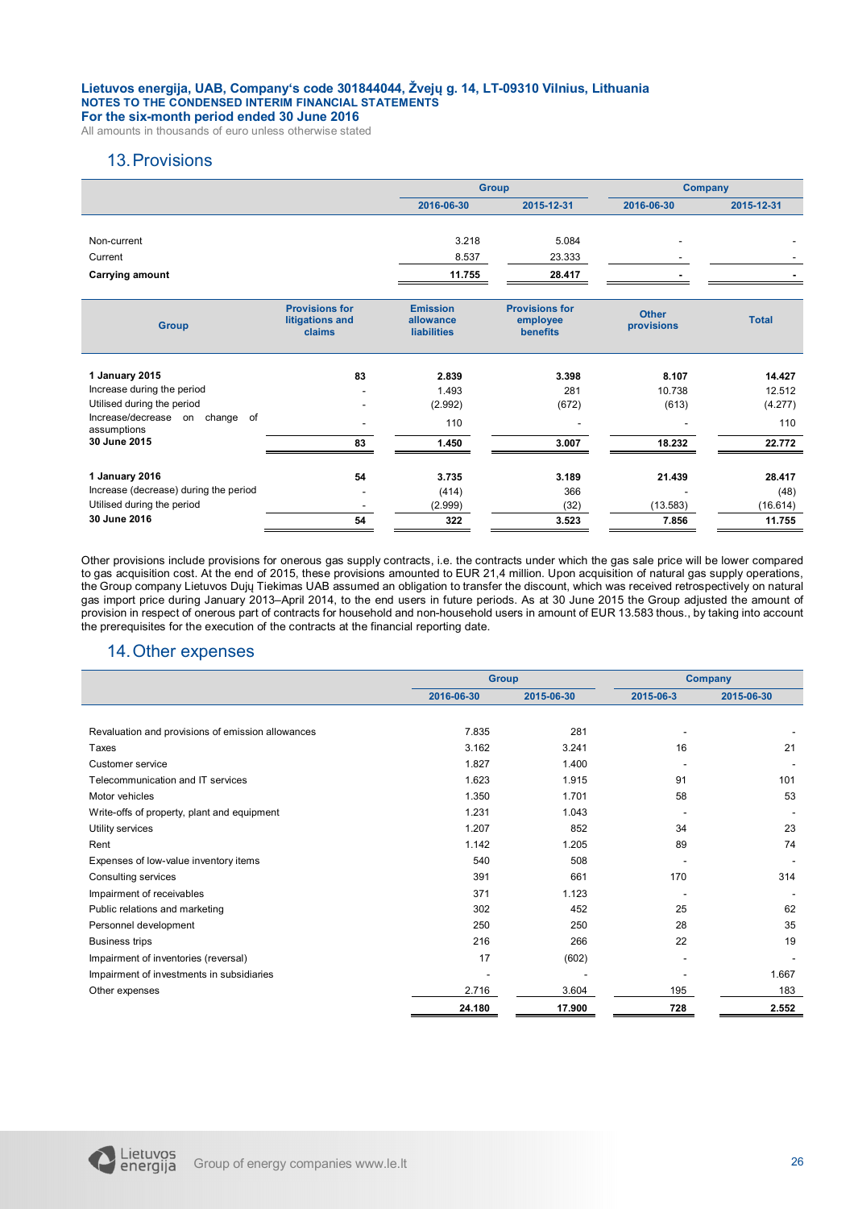Lietuvos energija, UAB, Company's code 301844044, Žvejų g. 14, LT-09310 Vilnius, Lithuania
NOTES TO THE CONDENSED INTERIM FINANCIAL STATEMENTS
For the six-month period ended 30 June 2016
All amounts in thousands of euro unless otherwise stated

## 13. Provisions

| | Group | | Company | |
|---|---|---|---|---|
| | 2016-06-30 | 2015-12-31 | 2016-06-30 | 2015-12-31 |
| Non-current | 3.218 | 5.084 | - | - |
| Current | 8.537 | 23.333 | - | - |
| **Carrying amount** | **11.755** | **28.417** | **-** | **-** |

| Group | Provisions for litigations and claims | Emission allowance liabilities | Provisions for employee benefits | Other provisions | Total |
|---|---|---|---|---|---|
| **1 January 2015** | **83** | **2.839** | **3.398** | **8.107** | **14.427** |
| Increase during the period | - | 1.493 | 281 | 10.738 | 12.512 |
| Utilised during the period | - | (2.992) | (672) | (613) | (4.277) |
| Increase/decrease on change of assumptions | - | 110 | - | - | 110 |
| **30 June 2015** | **83** | **1.450** | **3.007** | **18.232** | **22.772** |
| **1 January 2016** | **54** | **3.735** | **3.189** | **21.439** | **28.417** |
| Increase (decrease) during the period | - | (414) | 366 | - | (48) |
| Utilised during the period | - | (2.999) | (32) | (13.583) | (16.614) |
| **30 June 2016** | **54** | **322** | **3.523** | **7.856** | **11.755** |

Other provisions include provisions for onerous gas supply contracts, i.e. the contracts under which the gas sale price will be lower compared to gas acquisition cost. At the end of 2015, these provisions amounted to EUR 21,4 million. Upon acquisition of natural gas supply operations, the Group company Lietuvos Dujų Tiekimas UAB assumed an obligation to transfer the discount, which was received retrospectively on natural gas import price during January 2013–April 2014, to the end users in future periods. As at 30 June 2015 the Group adjusted the amount of provision in respect of onerous part of contracts for household and non-household users in amount of EUR 13.583 thous., by taking into account the prerequisites for the execution of the contracts at the financial reporting date.

## 14. Other expenses

| | Group | | Company | |
|---|---|---|---|---|
| | 2016-06-30 | 2015-06-30 | 2015-06-3 | 2015-06-30 |
| Revaluation and provisions of emission allowances | 7.835 | 281 | - | - |
| Taxes | 3.162 | 3.241 | 16 | 21 |
| Customer service | 1.827 | 1.400 | - | - |
| Telecommunication and IT services | 1.623 | 1.915 | 91 | 101 |
| Motor vehicles | 1.350 | 1.701 | 58 | 53 |
| Write-offs of property, plant and equipment | 1.231 | 1.043 | - | - |
| Utility services | 1.207 | 852 | 34 | 23 |
| Rent | 1.142 | 1.205 | 89 | 74 |
| Expenses of low-value inventory items | 540 | 508 | - | - |
| Consulting services | 391 | 661 | 170 | 314 |
| Impairment of receivables | 371 | 1.123 | - | - |
| Public relations and marketing | 302 | 452 | 25 | 62 |
| Personnel development | 250 | 250 | 28 | 35 |
| Business trips | 216 | 266 | 22 | 19 |
| Impairment of inventories (reversal) | 17 | (602) | - | - |
| Impairment of investments in subsidiaries | - | - | - | 1.667 |
| Other expenses | 2.716 | 3.604 | 195 | 183 |
| | **24.180** | **17.900** | **728** | **2.552** |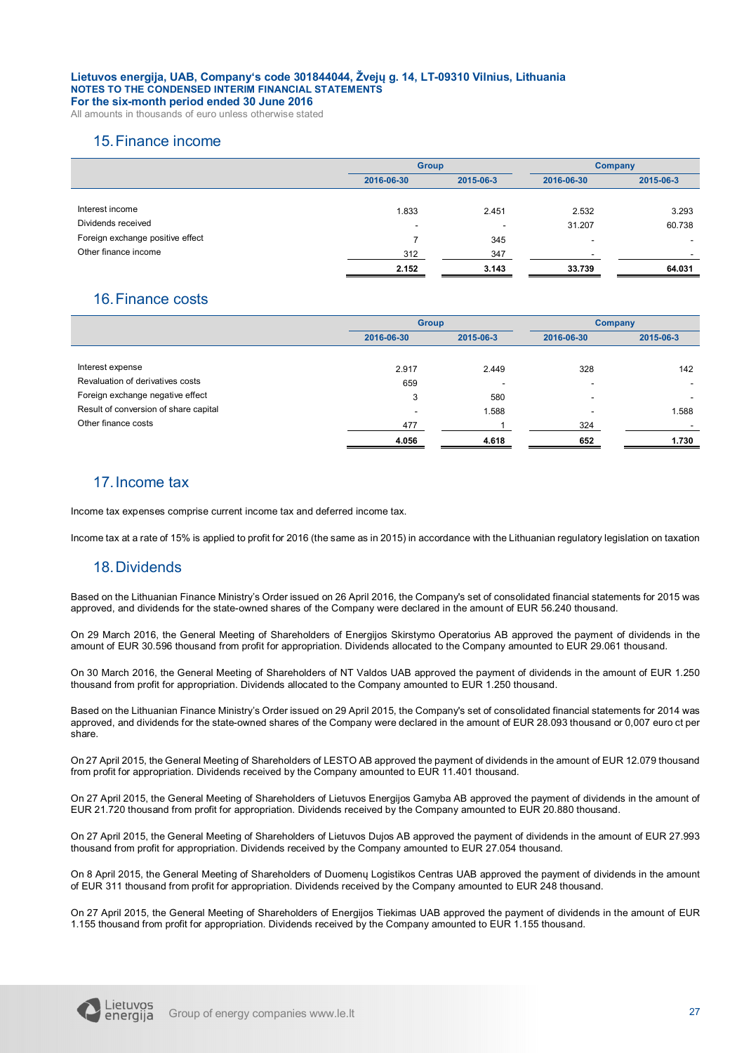Lietuvos energija, UAB, Company's code 301844044, Žvejų g. 14, LT-09310 Vilnius, Lithuania
NOTES TO THE CONDENSED INTERIM FINANCIAL STATEMENTS
For the six-month period ended 30 June 2016
All amounts in thousands of euro unless otherwise stated

## 15. Finance income

| | Group | | Company | |
|---|---|---|---|---|
| | 2016-06-30 | 2015-06-3 | 2016-06-30 | 2015-06-3 |
| Interest income | 1.833 | 2.451 | 2.532 | 3.293 |
| Dividends received | - | - | 31.207 | 60.738 |
| Foreign exchange positive effect | 7 | 345 | - | - |
| Other finance income | 312 | 347 | - | - |
| | 2.152 | 3.143 | 33.739 | 64.031 |

## 16. Finance costs

| | Group | | Company | |
|---|---|---|---|---|
| | 2016-06-30 | 2015-06-3 | 2016-06-30 | 2015-06-3 |
| Interest expense | 2.917 | 2.449 | 328 | 142 |
| Revaluation of derivatives costs | 659 | - | - | - |
| Foreign exchange negative effect | 3 | 580 | - | - |
| Result of conversion of share capital | - | 1.588 | - | 1.588 |
| Other finance costs | 477 | 1 | 324 | - |
| | 4.056 | 4.618 | 652 | 1.730 |

## 17. Income tax

Income tax expenses comprise current income tax and deferred income tax.

Income tax at a rate of 15% is applied to profit for 2016 (the same as in 2015) in accordance with the Lithuanian regulatory legislation on taxation

## 18. Dividends

Based on the Lithuanian Finance Ministry's Order issued on 26 April 2016, the Company's set of consolidated financial statements for 2015 was approved, and dividends for the state-owned shares of the Company were declared in the amount of EUR 56.240 thousand.

On 29 March 2016, the General Meeting of Shareholders of Energijos Skirstymo Operatorius AB approved the payment of dividends in the amount of EUR 30.596 thousand from profit for appropriation. Dividends allocated to the Company amounted to EUR 29.061 thousand.

On 30 March 2016, the General Meeting of Shareholders of NT Valdos UAB approved the payment of dividends in the amount of EUR 1.250 thousand from profit for appropriation. Dividends allocated to the Company amounted to EUR 1.250 thousand.

Based on the Lithuanian Finance Ministry's Order issued on 29 April 2015, the Company's set of consolidated financial statements for 2014 was approved, and dividends for the state-owned shares of the Company were declared in the amount of EUR 28.093 thousand or 0,007 euro ct per share.

On 27 April 2015, the General Meeting of Shareholders of LESTO AB approved the payment of dividends in the amount of EUR 12.079 thousand from profit for appropriation. Dividends received by the Company amounted to EUR 11.401 thousand.

On 27 April 2015, the General Meeting of Shareholders of Lietuvos Energijos Gamyba AB approved the payment of dividends in the amount of EUR 21.720 thousand from profit for appropriation. Dividends received by the Company amounted to EUR 20.880 thousand.

On 27 April 2015, the General Meeting of Shareholders of Lietuvos Dujos AB approved the payment of dividends in the amount of EUR 27.993 thousand from profit for appropriation. Dividends received by the Company amounted to EUR 27.054 thousand.

On 8 April 2015, the General Meeting of Shareholders of Duomenų Logistikos Centras UAB approved the payment of dividends in the amount of EUR 311 thousand from profit for appropriation. Dividends received by the Company amounted to EUR 248 thousand.

On 27 April 2015, the General Meeting of Shareholders of Energijos Tiekimas UAB approved the payment of dividends in the amount of EUR 1.155 thousand from profit for appropriation. Dividends received by the Company amounted to EUR 1.155 thousand.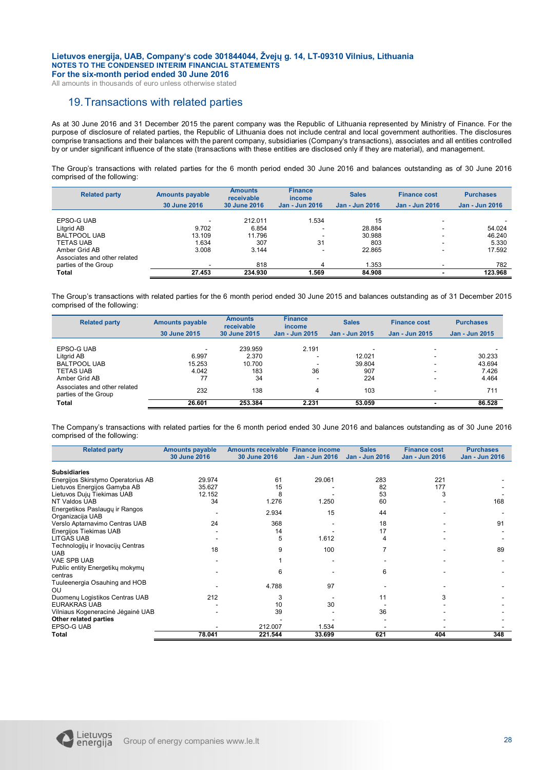## 19. Transactions with related parties

As at 30 June 2016 and 31 December 2015 the parent company was the Republic of Lithuania represented by Ministry of Finance. For the purpose of disclosure of related parties, the Republic of Lithuania does not include central and local government authorities. The disclosures comprise transactions and their balances with the parent company, subsidiaries (Company's transactions), associates and all entities controlled by or under significant influence of the state (transactions with these entities are disclosed only if they are material), and management.

The Group's transactions with related parties for the 6 month period ended 30 June 2016 and balances outstanding as of 30 June 2016 comprised of the following:

| Related party | Amounts payable 30 June 2016 | Amounts receivable 30 June 2016 | Finance income Jan - Jun 2016 | Sales Jan - Jun 2016 | Finance cost Jan - Jun 2016 | Purchases Jan - Jun 2016 |
|---|---|---|---|---|---|---|
| EPSO-G UAB | - | 212.011 | 1.534 | 15 | - | - |
| Litgrid AB | 9.702 | 6.854 | - | 28.884 | - | 54.024 |
| BALTPOOL UAB | 13.109 | 11.796 | - | 30.988 | - | 46.240 |
| TETAS UAB | 1.634 | 307 | 31 | 803 | - | 5.330 |
| Amber Grid AB | 3.008 | 3.144 | - | 22.865 | - | 17.592 |
| Associates and other related parties of the Group | - | 818 | 4 | 1.353 | - | 782 |
| **Total** | **27.453** | **234.930** | **1.569** | **84.908** | **-** | **123.968** |

The Group's transactions with related parties for the 6 month period ended 30 June 2015 and balances outstanding as of 31 December 2015 comprised of the following:

| Related party | Amounts payable 30 June 2015 | Amounts receivable 30 June 2015 | Finance income Jan - Jun 2015 | Sales Jan - Jun 2015 | Finance cost Jan - Jun 2015 | Purchases Jan - Jun 2015 |
|---|---|---|---|---|---|---|
| EPSO-G UAB | - | 239.959 | 2.191 | - | - | - |
| Litgrid AB | 6.997 | 2.370 | - | 12.021 | - | 30.233 |
| BALTPOOL UAB | 15.253 | 10.700 | - | 39.804 | - | 43.694 |
| TETAS UAB | 4.042 | 183 | 36 | 907 | - | 7.426 |
| Amber Grid AB | 77 | 34 | - | 224 | - | 4.464 |
| Associates and other related parties of the Group | 232 | 138 | 4 | 103 | - | 711 |
| **Total** | **26.601** | **253.384** | **2.231** | **53.059** | **-** | **86.528** |

The Company's transactions with related parties for the 6 month period ended 30 June 2016 and balances outstanding as of 30 June 2016 comprised of the following:

| Related party | Amounts payable 30 June 2016 | Amounts receivable 30 June 2016 | Finance income Jan - Jun 2016 | Sales Jan - Jun 2016 | Finance cost Jan - Jun 2016 | Purchases Jan - Jun 2016 |
|---|---|---|---|---|---|---|
| **Subsidiaries** | | | | | | |
| Energijos Skirstymo Operatorius AB | 29.974 | 61 | 29.061 | 283 | 221 | - |
| Lietuvos Energijos Gamyba AB | 35.627 | 15 | - | 82 | 177 | - |
| Lietuvos Dujų Tiekimas UAB | 12.152 | 8 | - | 53 | 3 | - |
| NT Valdos UAB | 34 | 1.276 | 1.250 | 60 | - | 168 |
| Energetikos Paslaugų ir Rangos Organizacija UAB | - | 2.934 | 15 | 44 | - | - |
| Verslo Aptarnavimo Centras UAB | 24 | 368 | - | 18 | - | 91 |
| Energijos Tiekimas UAB | - | 14 | - | 17 | - | - |
| LITGAS UAB | - | 5 | 1.612 | 4 | - | - |
| Technologijų ir Inovacijų Centras UAB | 18 | 9 | 100 | 7 | - | 89 |
| VAE SPB UAB | - | 1 | - | - | - | - |
| Public entity Energetikų mokymų centras | - | 6 | - | 6 | - | - |
| Tuuleenergia Osauhing and HOB OU | - | 4.788 | 97 | - | - | - |
| Duomenų Logistikos Centras UAB | 212 | 3 | - | 11 | 3 | - |
| EURAKRAS UAB | - | 10 | 30 | - | - | - |
| Vilniaus Kogeneracinė Jėgainė UAB | - | 39 | - | 36 | - | - |
| **Other related parties** | | - | - | - | - | - |
| EPSO-G UAB | - | 212.007 | 1.534 | - | - | - |
| **Total** | **78.041** | **221.544** | **33.699** | **621** | **404** | **348** |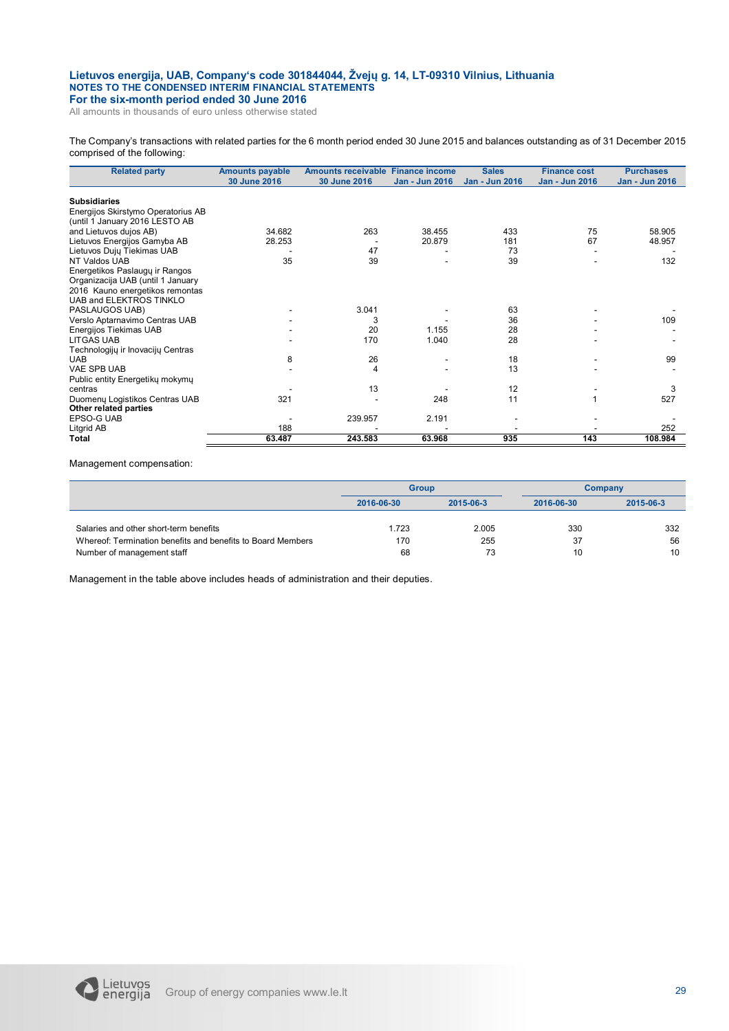The Company's transactions with related parties for the 6 month period ended 30 June 2015 and balances outstanding as of 31 December 2015 comprised of the following:

| Related party | Amounts payable 30 June 2016 | Amounts receivable 30 June 2016 | Finance income Jan - Jun 2016 | Sales Jan - Jun 2016 | Finance cost Jan - Jun 2016 | Purchases Jan - Jun 2016 |
|---|---|---|---|---|---|---|
| **Subsidiaries** | | | | | | |
| Energijos Skirstymo Operatorius AB (until 1 January 2016 LESTO AB and Lietuvos dujos AB) | 34.682 | 263 | 38.455 | 433 | 75 | 58.905 |
| Lietuvos Energijos Gamyba AB | 28.253 | - | 20.879 | 181 | 67 | 48.957 |
| Lietuvos Dujų Tiekimas UAB | - | 47 | - | 73 | - | - |
| NT Valdos UAB | 35 | 39 | - | 39 | - | 132 |
| Energetikos Paslaugų ir Rangos Organizacija UAB (until 1 January 2016 Kauno energetikos remontas UAB and ELEKTROS TINKLO PASLAUGOS UAB) | - | 3.041 | - | 63 | - | - |
| Verslo Aptarnavimo Centras UAB | - | 3 | - | 36 | - | 109 |
| Energijos Tiekimas UAB | - | 20 | 1.155 | 28 | - | - |
| LITGAS UAB | - | 170 | 1.040 | 28 | - | - |
| Technologijų ir Inovacijų Centras UAB | 8 | 26 | - | 18 | - | 99 |
| VAE SPB UAB | - | 4 | - | 13 | - | - |
| Public entity Energetikų mokymų centras | - | 13 | - | 12 | - | 3 |
| Duomenų Logistikos Centras UAB | 321 | - | 248 | 11 | 1 | 527 |
| **Other related parties** | | | | | | |
| EPSO-G UAB | - | 239.957 | 2.191 | - | - | - |
| Litgrid AB | 188 | - | - | - | - | 252 |
| **Total** | **63.487** | **243.583** | **63.968** | **935** | **143** | **108.984** |

Management compensation:

| | Group | | Company | |
|---|---|---|---|---|
| | 2016-06-30 | 2015-06-3 | 2016-06-30 | 2015-06-3 |
| Salaries and other short-term benefits | 1.723 | 2.005 | 330 | 332 |
| Whereof: Termination benefits and benefits to Board Members | 170 | 255 | 37 | 56 |
| Number of management staff | 68 | 73 | 10 | 10 |

Management in the table above includes heads of administration and their deputies.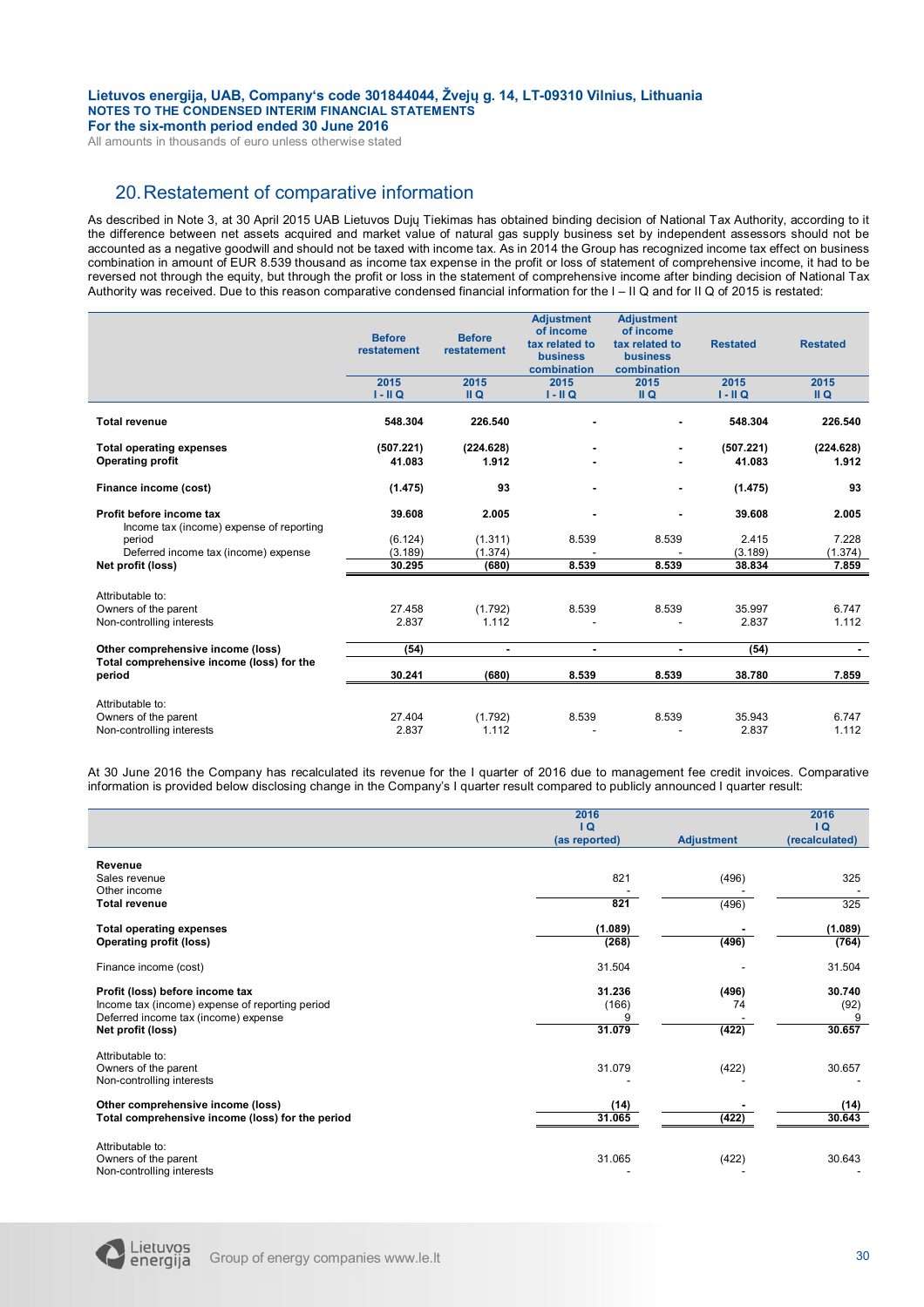## 20. Restatement of comparative information

As described in Note 3, at 30 April 2015 UAB Lietuvos Dujų Tiekimas has obtained binding decision of National Tax Authority, according to it the difference between net assets acquired and market value of natural gas supply business set by independent assessors should not be accounted as a negative goodwill and should not be taxed with income tax. As in 2014 the Group has recognized income tax effect on business combination in amount of EUR 8.539 thousand as income tax expense in the profit or loss of statement of comprehensive income, it had to be reversed not through the profit or loss in the statement of comprehensive income, but through the equity, but through the statement of comprehensive income after binding decision of National Tax Authority was received. Due to this reason comparative condensed financial information for the I – II Q and for II Q of 2015 is restated:

| | Before restatement | Before restatement | Adjustment of income tax related to business combination | Adjustment of income tax related to business combination | Restated | Restated |
|---|---|---|---|---|---|---|
| | 2015 I - II Q | 2015 II Q | 2015 I - II Q | 2015 II Q | 2015 I - II Q | 2015 II Q |
| **Total revenue** | **548.304** | **226.540** | - | - | **548.304** | **226.540** |
| **Total operating expenses** | **(507.221)** | **(224.628)** | - | - | **(507.221)** | **(224.628)** |
| **Operating profit** | **41.083** | **1.912** | - | - | **41.083** | **1.912** |
| **Finance income (cost)** | **(1.475)** | **93** | - | - | **(1.475)** | **93** |
| **Profit before income tax** | **39.608** | **2.005** | - | - | **39.608** | **2.005** |
| Income tax (income) expense of reporting period | (6.124) | (1.311) | 8.539 | 8.539 | 2.415 | 7.228 |
| Deferred income tax (income) expense | (3.189) | (1.374) | - | - | (3.189) | (1.374) |
| **Net profit (loss)** | **30.295** | **(680)** | **8.539** | **8.539** | **38.834** | **7.859** |
| Attributable to: | | | | | | |
| Owners of the parent | 27.458 | (1.792) | 8.539 | 8.539 | 35.997 | 6.747 |
| Non-controlling interests | 2.837 | 1.112 | - | - | 2.837 | 1.112 |
| **Other comprehensive income (loss)** | **(54)** | **-** | **-** | **-** | **(54)** | **-** |
| **Total comprehensive income (loss) for the period** | **30.241** | **(680)** | **8.539** | **8.539** | **38.780** | **7.859** |
| Attributable to: | | | | | | |
| Owners of the parent | 27.404 | (1.792) | 8.539 | 8.539 | 35.943 | 6.747 |
| Non-controlling interests | 2.837 | 1.112 | - | - | 2.837 | 1.112 |

At 30 June 2016 the Company has recalculated its revenue for the I quarter of 2016 due to management fee credit invoices. Comparative information is provided below disclosing change in the Company's I quarter result compared to publicly announced I quarter result:

| | 2016 I Q (as reported) | Adjustment | 2016 I Q (recalculated) |
|---|---|---|---|
| **Revenue** | | | |
| Sales revenue | 821 | (496) | 325 |
| Other income | - | - | - |
| **Total revenue** | **821** | **(496)** | **325** |
| **Total operating expenses** | **(1.089)** | **-** | **(1.089)** |
| **Operating profit (loss)** | **(268)** | **(496)** | **(764)** |
| Finance income (cost) | 31.504 | - | 31.504 |
| **Profit (loss) before income tax** | **31.236** | **(496)** | **30.740** |
| Income tax (income) expense of reporting period | (166) | 74 | (92) |
| Deferred income tax (income) expense | 9 | - | 9 |
| **Net profit (loss)** | **31.079** | **(422)** | **30.657** |
| Attributable to: | | | |
| Owners of the parent | 31.079 | (422) | 30.657 |
| Non-controlling interests | - | - | - |
| **Other comprehensive income (loss)** | **(14)** | **-** | **(14)** |
| **Total comprehensive income (loss) for the period** | **31.065** | **(422)** | **30.643** |
| Attributable to: | | | |
| Owners of the parent | 31.065 | (422) | 30.643 |
| Non-controlling interests | - | - | - |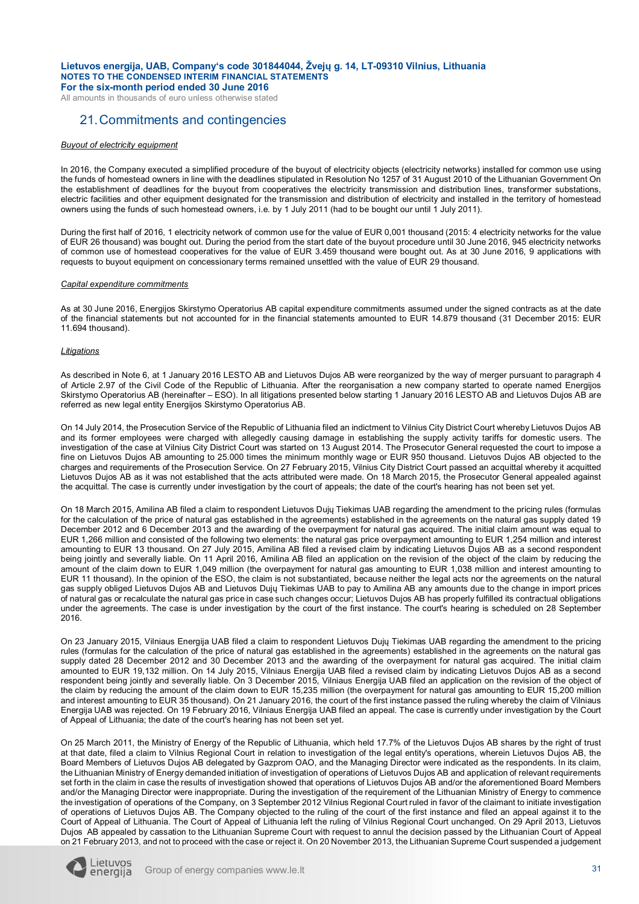## 21. Commitments and contingencies

*Buyout of electricity equipment*

In 2016, the Company executed a simplified procedure of the buyout of electricity objects (electricity networks) installed for common use using the funds of homestead owners in line with the deadlines stipulated in Resolution No 1257 of 31 August 2010 of the Lithuanian Government On the establishment of deadlines for the buyout from cooperatives the electricity transmission and distribution lines, transformer substations, electric facilities and other equipment designated for the transmission and distribution of electricity and installed in the territory of homestead owners using the funds of such homestead owners, i.e. by 1 July 2011 (had to be bought our until 1 July 2011).

During the first half of 2016, 1 electricity network of common use for the value of EUR 0,001 thousand (2015: 4 electricity networks for the value of EUR 26 thousand) was bought out. During the period from the start date of the buyout procedure until 30 June 2016, 945 electricity networks of common use of homestead cooperatives for the value of EUR 3.459 thousand were bought out. As at 30 June 2016, 9 applications with requests to buyout equipment on concessionary terms remained unsettled with the value of EUR 29 thousand.

*Capital expenditure commitments*

As at 30 June 2016, Energijos Skirstymo Operatorius AB capital expenditure commitments assumed under the signed contracts as at the date of the financial statements but not accounted for in the financial statements amounted to EUR 14.879 thousand (31 December 2015: EUR 11.694 thousand).

*Litigations*

As described in Note 6, at 1 January 2016 LESTO AB and Lietuvos Dujos AB were reorganized by the way of merger pursuant to paragraph 4 of Article 2.97 of the Civil Code of the Republic of Lithuania. After the reorganisation a new company started to operate named Energijos Skirstymo Operatorius AB (hereinafter – ESO). In all litigations presented below starting 1 January 2016 LESTO AB and Lietuvos Dujos AB are referred as new legal entity Energijos Skirstymo Operatorius AB.

On 14 July 2014, the Prosecution Service of the Republic of Lithuania filed an indictment to Vilnius City District Court whereby Lietuvos Dujos AB and its former employees were charged with allegedly causing damage in establishing the supply activity tariffs for domestic users. The investigation of the case at Vilnius City District Court was started on 13 August 2014. The Prosecutor General requested the court to impose a fine on Lietuvos Dujos AB amounting to 25.000 times the minimum monthly wage or EUR 950 thousand. Lietuvos Dujos AB objected to the charges and requirements of the Prosecution Service. On 27 February 2015, Vilnius City District Court passed an acquittal whereby it acquitted Lietuvos Dujos AB as it was not established that the acts attributed were made. On 18 March 2015, the Prosecutor General appealed against the acquittal. The case is currently under investigation by the court of appeals; the date of the court's hearing has not been set yet.

On 18 March 2015, Amilina AB filed a claim to respondent Lietuvos Dujų Tiekimas UAB regarding the amendment to the pricing rules (formulas for the calculation of the price of natural gas established in the agreements) established in the agreements on the natural gas supply dated 19 December 2012 and 6 December 2013 and the awarding of the overpayment for natural gas acquired. The initial claim amount was equal to EUR 1,266 million and consisted of the following two elements: the natural gas price overpayment amounting to EUR 1,254 million and interest amounting to EUR 13 thousand. On 27 July 2015, Amilina AB filed a revised claim by indicating Lietuvos Dujos AB as a second respondent being jointly and severally liable. On 11 April 2016, Amilina AB filed an application on the revision of the object of the claim by reducing the amount of the claim down to EUR 1,049 million (the overpayment for natural gas amounting to EUR 1,038 million and interest amounting to EUR 11 thousand). In the opinion of the ESO, the claim is not substantiated, because neither the legal acts nor the agreements on the natural gas supply obliged Lietuvos Dujos AB and Lietuvos Dujų Tiekimas UAB to pay to Amilina AB any amounts due to the change in import prices of natural gas or recalculate the natural gas price in case such changes occur; Lietuvos Dujos AB has properly fulfilled its contractual obligations under the agreements. The case is under investigation by the court of the first instance. The court's hearing is scheduled on 28 September 2016.

On 23 January 2015, Vilniaus Energija UAB filed a claim to respondent Lietuvos Dujų Tiekimas UAB regarding the amendment to the pricing rules (formulas for the calculation of the price of natural gas established in the agreements) established in the agreements on the natural gas supply dated 28 December 2012 and 30 December 2013 and the awarding of the overpayment for natural gas acquired. The initial claim amounted to EUR 19,132 million. On 14 July 2015, Vilniaus Energija UAB filed a revised claim by indicating Lietuvos Dujos AB as a second respondent being jointly and severally liable. On 3 December 2015, Vilniaus Energija UAB filed an application on the revision of the object of the claim by reducing the amount of the claim down to EUR 15,235 million (the overpayment for natural gas amounting to EUR 15,200 million and interest amounting to EUR 35 thousand). On 21 January 2016, the court of the first instance passed the ruling whereby the claim of Vilniaus Energija UAB was rejected. On 19 February 2016, Vilniaus Energija UAB filed an appeal. The case is currently under investigation by the Court of Appeal of Lithuania; the date of the court's hearing has not been set yet.

On 25 March 2011, the Ministry of Energy of the Republic of Lithuania, which held 17.7% of the Lietuvos Dujos AB shares by the right of trust at that date, filed a claim to Vilnius Regional Court in relation to investigation of the legal entity's operations, wherein Lietuvos Dujos AB, the Board Members of Lietuvos Dujos AB delegated by Gazprom OAO, and the Managing Director were indicated as the respondents. In its claim, the Lithuanian Ministry of Energy demanded initiation of investigation of operations of Lietuvos Dujos AB and application of relevant requirements set forth in the claim in case the results of investigation showed that operations of Lietuvos Dujos AB and/or the aforementioned Board Members and/or the Managing Director were inappropriate. During the investigation of the requirement of the Lithuanian Ministry of Energy to commence the investigation of operations of the Company, on 3 September 2012 Vilnius Regional Court ruled in favor of the claimant to initiate investigation of operations of Lietuvos Dujos AB. The Company objected to the ruling of the court of the first instance and filed an appeal against it to the Court of Appeal of Lithuania. The Court of Appeal of Lithuania left the ruling of Vilnius Regional Court unchanged. On 29 April 2013, Lietuvos Dujos AB appealed by cassation to the Lithuanian Supreme Court with request to annul the decision passed by the Lithuanian Court of Appeal on 21 February 2013, and not to proceed with the case or reject it. On 20 November 2013, the Lithuanian Supreme Court suspended a judgement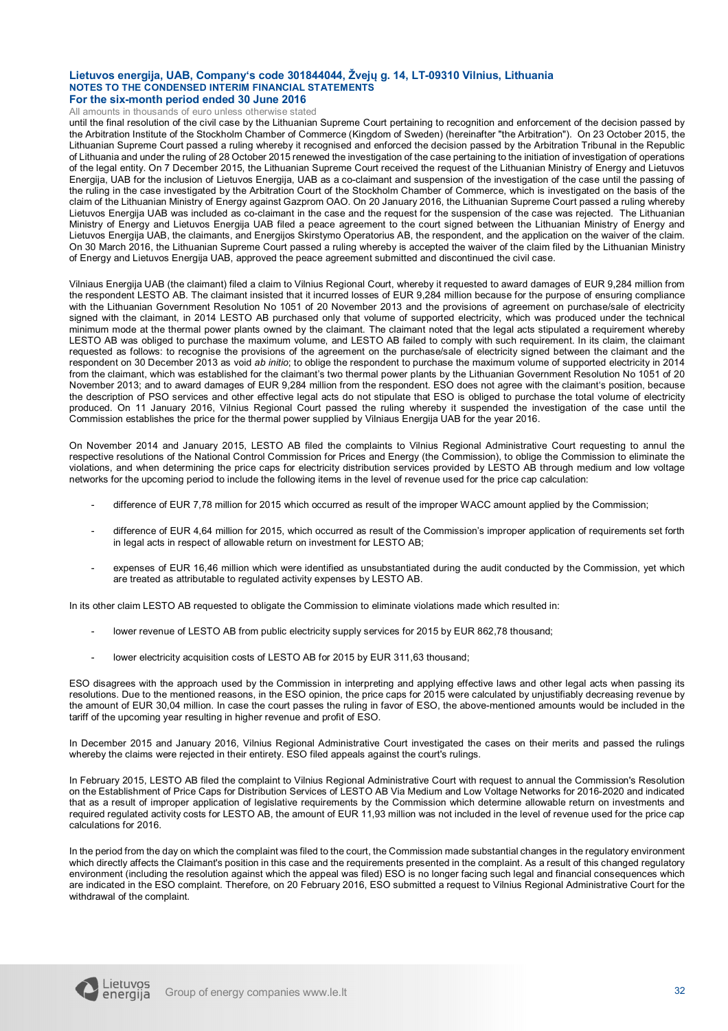until the final resolution of the civil case by the Lithuanian Supreme Court pertaining to recognition and enforcement of the decision passed by the Arbitration Institute of the Stockholm Chamber of Commerce (Kingdom of Sweden) (hereinafter "the Arbitration"). On 23 October 2015, the Lithuanian Supreme Court passed a ruling whereby it recognised and enforced the decision passed by the Arbitration Tribunal in the Republic of Lithuania and under the ruling of 28 October 2015 renewed the investigation of the case pertaining to the initiation of investigation of operations of the legal entity. On 7 December 2015, the Lithuanian Supreme Court received the request of the Lithuanian Ministry of Energy and Lietuvos Energija, UAB for the inclusion of Lietuvos Energija, UAB as a co-claimant and suspension of the investigation of the case until the passing of the ruling in the case investigated by the Arbitration Court of the Stockholm Chamber of Commerce, which is investigated on the basis of the claim of the Lithuanian Ministry of Energy against Gazprom OAO. On 20 January 2016, the Lithuanian Supreme Court passed a ruling whereby Lietuvos Energija UAB was included as co-claimant in the case and the request for the suspension of the case was rejected. The Lithuanian Ministry of Energy and Lietuvos Energija UAB filed a peace agreement to the court signed between the Lithuanian Ministry of Energy and Lietuvos Energija UAB, the claimants, and Energijos Skirstymo Operatorius AB, the respondent, and the application on the waiver of the claim. On 30 March 2016, the Lithuanian Supreme Court passed a ruling whereby is accepted the waiver of the claim filed by the Lithuanian Ministry of Energy and Lietuvos Energija UAB, approved the peace agreement submitted and discontinued the civil case.

Vilniaus Energija UAB (the claimant) filed a claim to Vilnius Regional Court, whereby it requested to award damages of EUR 9,284 million from the respondent LESTO AB. The claimant insisted that it incurred losses of EUR 9,284 million because for the purpose of ensuring compliance with the Lithuanian Government Resolution No 1051 of 20 November 2013 and the provisions of agreement on purchase/sale of electricity signed with the claimant, in 2014 LESTO AB purchased only that volume of supported electricity, which was produced under the technical minimum mode at the thermal power plants owned by the claimant. The claimant noted that the legal acts stipulated a requirement whereby LESTO AB was obliged to purchase the maximum volume, and LESTO AB failed to comply with such requirement. In its claim, the claimant requested as follows: to recognise the provisions of the agreement on the purchase/sale of electricity signed between the claimant and the respondent on 30 December 2013 as void *ab initio*; to oblige the respondent to purchase the maximum volume of supported electricity in 2014 from the claimant, which was established for the claimant's two thermal power plants by the Lithuanian Government Resolution No 1051 of 20 November 2013; and to award damages of EUR 9,284 million from the respondent. ESO does not agree with the claimant's position, because the description of PSO services and other effective legal acts do not stipulate that ESO is obliged to purchase the total volume of electricity produced. On 11 January 2016, Vilnius Regional Court passed the ruling whereby it suspended the investigation of the case until the Commission establishes the price for the thermal power supplied by Vilniaus Energija UAB for the year 2016.

On November 2014 and January 2015, LESTO AB filed the complaints to Vilnius Regional Administrative Court requesting to annul the respective resolutions of the National Control Commission for Prices and Energy (the Commission), to oblige the Commission to eliminate the violations, and when determining the price caps for electricity distribution services provided by LESTO AB through medium and low voltage networks for the upcoming period to include the following items in the level of revenue used for the price cap calculation:

- difference of EUR 7,78 million for 2015 which occurred as result of the improper WACC amount applied by the Commission;
- difference of EUR 4,64 million for 2015, which occurred as result of the Commission's improper application of requirements set forth in legal acts in respect of allowable return on investment for LESTO AB;
- expenses of EUR 16,46 million which were identified as unsubstantiated during the audit conducted by the Commission, yet which are treated as attributable to regulated activity expenses by LESTO AB.

In its other claim LESTO AB requested to obligate the Commission to eliminate violations made which resulted in:

- lower revenue of LESTO AB from public electricity supply services for 2015 by EUR 862,78 thousand;
- lower electricity acquisition costs of LESTO AB for 2015 by EUR 311,63 thousand;

ESO disagrees with the approach used by the Commission in interpreting and applying effective laws and other legal acts when passing its resolutions. Due to the mentioned reasons, in the ESO opinion, the price caps for 2015 were calculated by unjustifiably decreasing revenue by the amount of EUR 30,04 million. In case the court passes the ruling in favor of ESO, the above-mentioned amounts would be included in the tariff of the upcoming year resulting in higher revenue and profit of ESO.

In December 2015 and January 2016, Vilnius Regional Administrative Court investigated the cases on their merits and passed the rulings whereby the claims were rejected in their entirety. ESO filed appeals against the court's rulings.

In February 2015, LESTO AB filed the complaint to Vilnius Regional Administrative Court with request to annual the Commission's Resolution on the Establishment of Price Caps for Distribution Services of LESTO AB Via Medium and Low Voltage Networks for 2016-2020 and indicated that as a result of improper application of legislative requirements by the Commission which determine allowable return on investments and required regulated activity costs for LESTO AB, the amount of EUR 11,93 million was not included in the level of revenue used for the price cap calculations for 2016.

In the period from the day on which the complaint was filed to the court, the Commission made substantial changes in the regulatory environment which directly affects the Claimant's position in this case and the requirements presented in the complaint. As a result of this changed regulatory environment (including the resolution against which the appeal was filed) ESO is no longer facing such legal and financial consequences which are indicated in the ESO complaint. Therefore, on 20 February 2016, ESO submitted a request to Vilnius Regional Administrative Court for the withdrawal of the complaint.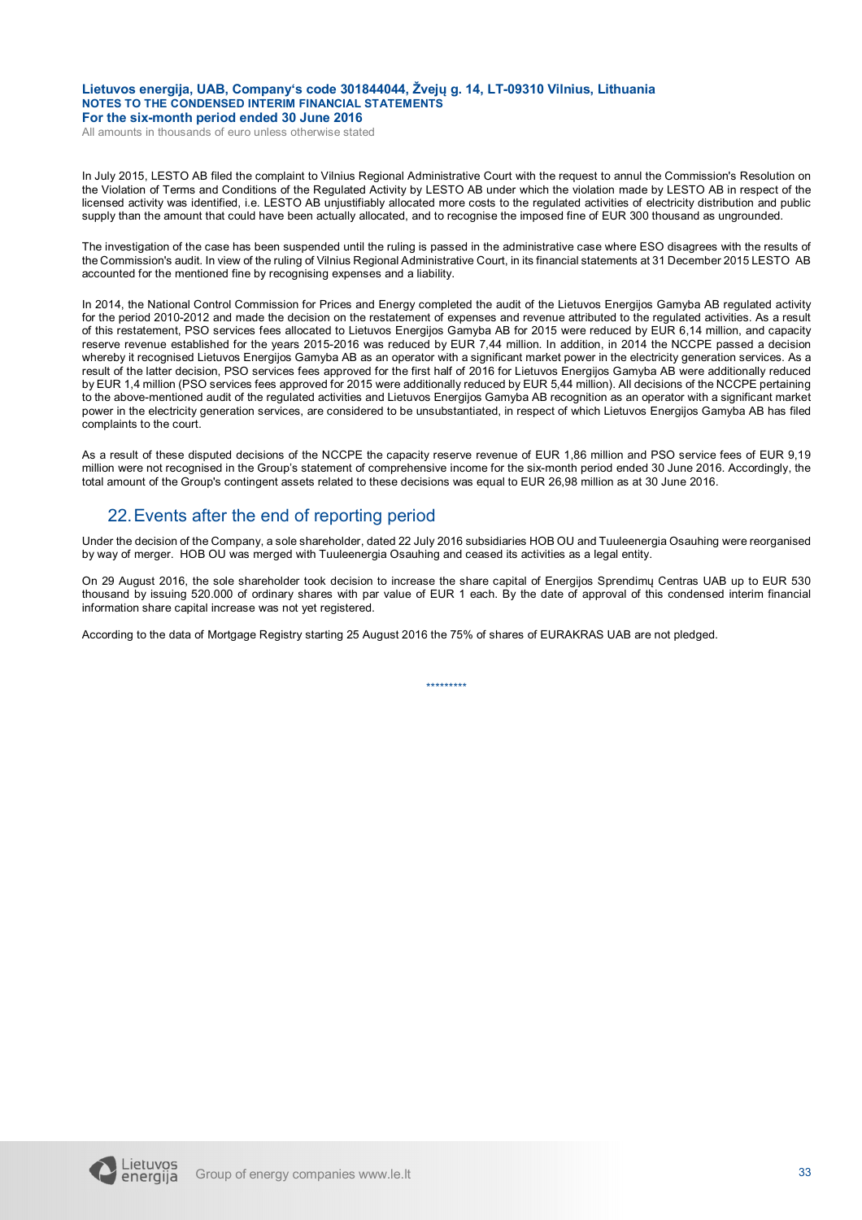In July 2015, LESTO AB filed the complaint to Vilnius Regional Administrative Court with the request to annul the Commission's Resolution on the Violation of Terms and Conditions of the Regulated Activity by LESTO AB under which the violation made by LESTO AB in respect of the licensed activity was identified, i.e. LESTO AB unjustifiably allocated more costs to the regulated activities of electricity distribution and public supply than the amount that could have been actually allocated, and to recognise the imposed fine of EUR 300 thousand as ungrounded.

The investigation of the case has been suspended until the ruling is passed in the administrative case where ESO disagrees with the results of the Commission's audit. In view of the ruling of Vilnius Regional Administrative Court, in its financial statements at 31 December 2015 LESTO AB accounted for the mentioned fine by recognising expenses and a liability.

In 2014, the National Control Commission for Prices and Energy completed the audit of the Lietuvos Energijos Gamyba AB regulated activity for the period 2010-2012 and made the decision on the restatement of expenses and revenue attributed to the regulated activities. As a result of this restatement, PSO services fees allocated to Lietuvos Energijos Gamyba AB for 2015 were reduced by EUR 6,14 million, and capacity reserve revenue established for the years 2015-2016 was reduced by EUR 7,44 million. In addition, in 2014 the NCCPE passed a decision whereby it recognised Lietuvos Energijos Gamyba AB as an operator with a significant market power in the electricity generation services. As a result of the latter decision, PSO services fees approved for the first half of 2016 for Lietuvos Energijos Gamyba AB were additionally reduced by EUR 1,4 million (PSO services fees approved for 2015 were additionally reduced by EUR 5,44 million). All decisions of the NCCPE pertaining to the above-mentioned audit of the regulated activities and Lietuvos Energijos Gamyba AB recognition as an operator with a significant market power in the electricity generation services, are considered to be unsubstantiated, in respect of which Lietuvos Energijos Gamyba AB has filed complaints to the court.

As a result of these disputed decisions of the NCCPE the capacity reserve revenue of EUR 1,86 million and PSO service fees of EUR 9,19 million were not recognised in the Group's statement of comprehensive income for the six-month period ended 30 June 2016. Accordingly, the total amount of the Group's contingent assets related to these decisions was equal to EUR 26,98 million as at 30 June 2016.

## 22. Events after the end of reporting period

Under the decision of the Company, a sole shareholder, dated 22 July 2016 subsidiaries HOB OU and Tuuleenergia Osauhing were reorganised by way of merger. HOB OU was merged with Tuuleenergia Osauhing and ceased its activities as a legal entity.

On 29 August 2016, the sole shareholder took decision to increase the share capital of Energijos Sprendimų Centras UAB up to EUR 530 thousand by issuing 520.000 of ordinary shares with par value of EUR 1 each. By the date of approval of this condensed interim financial information share capital increase was not yet registered.

According to the data of Mortgage Registry starting 25 August 2016 the 75% of shares of EURAKRAS UAB are not pledged.

*********